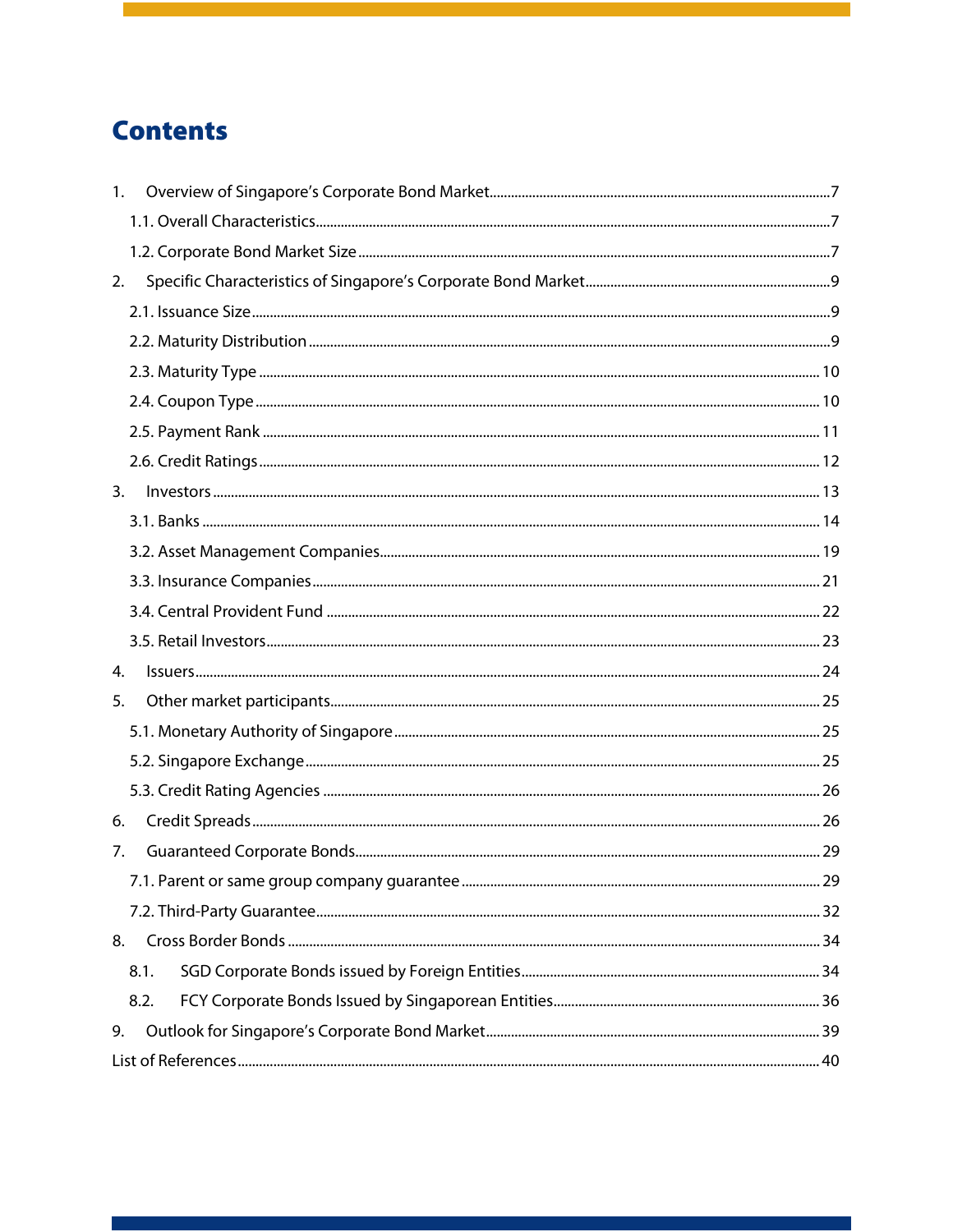# Contents

1. Overview of Singapore's Corporate Bond Market .......... 7
   - 1.1. Overall Characteristics .......... 7
   - 1.2. Corporate Bond Market Size .......... 7
2. Specific Characteristics of Singapore's Corporate Bond Market .......... 9
   - 2.1. Issuance Size .......... 9
   - 2.2. Maturity Distribution .......... 9
   - 2.3. Maturity Type .......... 10
   - 2.4. Coupon Type .......... 10
   - 2.5. Payment Rank .......... 11
   - 2.6. Credit Ratings .......... 12
3. Investors .......... 13
   - 3.1. Banks .......... 14
   - 3.2. Asset Management Companies .......... 19
   - 3.3. Insurance Companies .......... 21
   - 3.4. Central Provident Fund .......... 22
   - 3.5. Retail Investors .......... 23
4. Issuers .......... 24
5. Other market participants .......... 25
   - 5.1. Monetary Authority of Singapore .......... 25
   - 5.2. Singapore Exchange .......... 25
   - 5.3. Credit Rating Agencies .......... 26
6. Credit Spreads .......... 26
7. Guaranteed Corporate Bonds .......... 29
   - 7.1. Parent or same group company guarantee .......... 29
   - 7.2. Third-Party Guarantee .......... 32
8. Cross Border Bonds .......... 34
   - 8.1. SGD Corporate Bonds issued by Foreign Entities .......... 34
   - 8.2. FCY Corporate Bonds Issued by Singaporean Entities .......... 36
9. Outlook for Singapore's Corporate Bond Market .......... 39

List of References .......... 40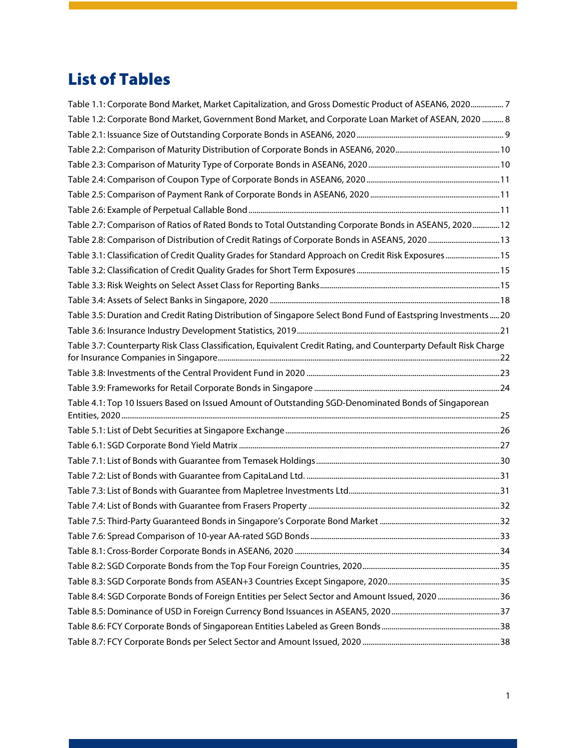# List of Tables

Table 1.1: Corporate Bond Market, Market Capitalization, and Gross Domestic Product of ASEAN6, 2020 ................ 7

Table 1.2: Corporate Bond Market, Government Bond Market, and Corporate Loan Market of ASEAN, 2020 ........... 8

Table 2.1: Issuance Size of Outstanding Corporate Bonds in ASEAN6, 2020 ........................................................................... 9

Table 2.2: Comparison of Maturity Distribution of Corporate Bonds in ASEAN6, 2020 ..................................................... 10

Table 2.3: Comparison of Maturity Type of Corporate Bonds in ASEAN6, 2020 ................................................................... 10

Table 2.4: Comparison of Coupon Type of Corporate Bonds in ASEAN6, 2020 .................................................................... 11

Table 2.5: Comparison of Payment Rank of Corporate Bonds in ASEAN6, 2020 .................................................................. 11

Table 2.6: Example of Perpetual Callable Bond ................................................................................................................ 11

Table 2.7: Comparison of Ratios of Rated Bonds to Total Outstanding Corporate Bonds in ASEAN5, 2020 ............. 12

Table 2.8: Comparison of Distribution of Credit Ratings of Corporate Bonds in ASEAN5, 2020 .................................... 13

Table 3.1: Classification of Credit Quality Grades for Standard Approach on Credit Risk Exposures ............................ 15

Table 3.2: Classification of Credit Quality Grades for Short Term Exposures ......................................................................... 15

Table 3.3: Risk Weights on Select Asset Class for Reporting Banks ........................................................................................... 15

Table 3.4: Assets of Select Banks in Singapore, 2020 ...................................................................................................... 18

Table 3.5: Duration and Credit Rating Distribution of Singapore Select Bond Fund of Eastspring Investments ..... 20

Table 3.6: Insurance Industry Development Statistics, 2019 ........................................................................................ 21

Table 3.7: Counterparty Risk Class Classification, Equivalent Credit Rating, and Counterparty Default Risk Charge for Insurance Companies in Singapore ................................................................................................................ 22

Table 3.8: Investments of the Central Provident Fund in 2020 ................................................................................... 23

Table 3.9: Frameworks for Retail Corporate Bonds in Singapore ............................................................................... 24

Table 4.1: Top 10 Issuers Based on Issued Amount of Outstanding SGD-Denominated Bonds of Singaporean Entities, 2020 .................................................................................................................................................... 25

Table 5.1: List of Debt Securities at Singapore Exchange ............................................................................................. 26

Table 6.1: SGD Corporate Bond Yield Matrix ...................................................................................................................... 27

Table 7.1: List of Bonds with Guarantee from Temasek Holdings ............................................................................... 30

Table 7.2: List of Bonds with Guarantee from CapitaLand Ltd. ................................................................................... 31

Table 7.3: List of Bonds with Guarantee from Mapletree Investments Ltd. ............................................................... 31

Table 7.4: List of Bonds with Guarantee from Frasers Property .................................................................................. 32

Table 7.5: Third-Party Guaranteed Bonds in Singapore's Corporate Bond Market .............................................. 32

Table 7.6: Spread Comparison of 10-year AA-rated SGD Bonds ................................................................................. 33

Table 8.1: Cross-Border Corporate Bonds in ASEAN6, 2020 ......................................................................................... 34

Table 8.2: SGD Corporate Bonds from the Top Four Foreign Countries, 2020 ...................................................... 35

Table 8.3: SGD Corporate Bonds from ASEAN+3 Countries Except Singapore, 2020 ......................................... 35

Table 8.4: SGD Corporate Bonds of Foreign Entities per Select Sector and Amount Issued, 2020 ................................ 36

Table 8.5: Dominance of USD in Foreign Currency Bond Issuances in ASEAN5, 2020 ......................................................... 37

Table 8.6: FCY Corporate Bonds of Singaporean Entities Labeled as Green Bonds ............................................................. 38

Table 8.7: FCY Corporate Bonds per Select Sector and Amount Issued, 2020 ..................................................................... 38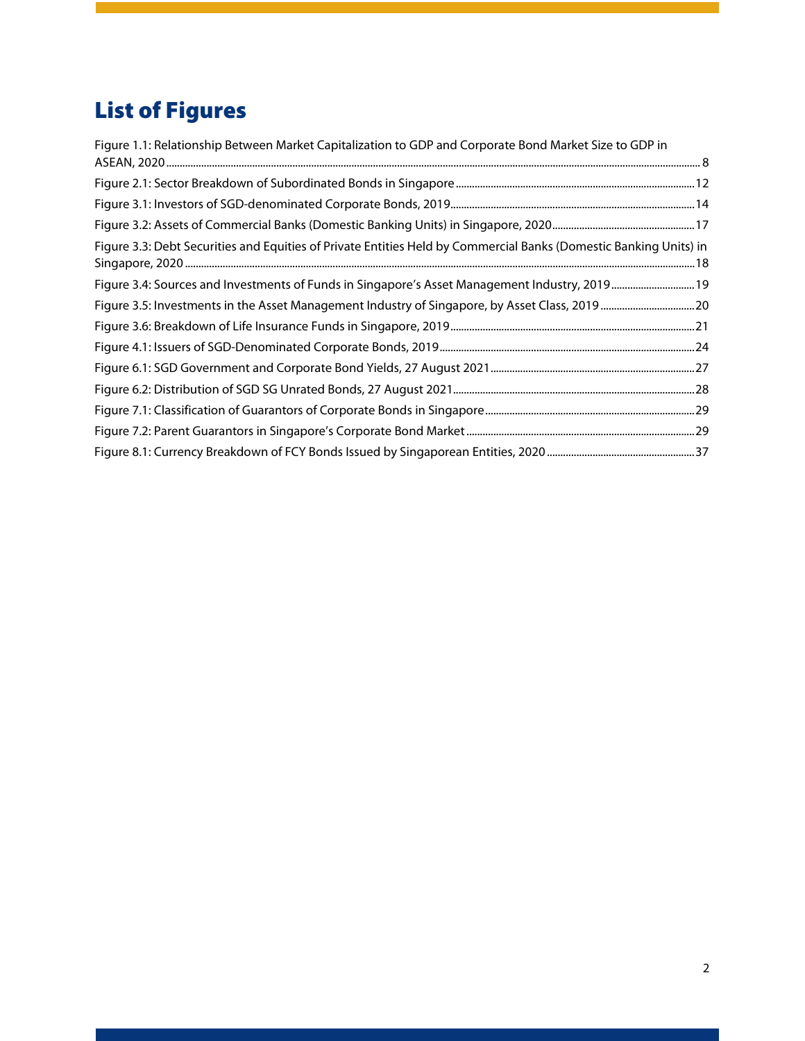# List of Figures

Figure 1.1: Relationship Between Market Capitalization to GDP and Corporate Bond Market Size to GDP in ASEAN, 2020 ........ 8

Figure 2.1: Sector Breakdown of Subordinated Bonds in Singapore ........ 12

Figure 3.1: Investors of SGD-denominated Corporate Bonds, 2019 ........ 14

Figure 3.2: Assets of Commercial Banks (Domestic Banking Units) in Singapore, 2020 ........ 17

Figure 3.3: Debt Securities and Equities of Private Entities Held by Commercial Banks (Domestic Banking Units) in Singapore, 2020 ........ 18

Figure 3.4: Sources and Investments of Funds in Singapore's Asset Management Industry, 2019 ........ 19

Figure 3.5: Investments in the Asset Management Industry of Singapore, by Asset Class, 2019 ........ 20

Figure 3.6: Breakdown of Life Insurance Funds in Singapore, 2019 ........ 21

Figure 4.1: Issuers of SGD-Denominated Corporate Bonds, 2019 ........ 24

Figure 6.1: SGD Government and Corporate Bond Yields, 27 August 2021 ........ 27

Figure 6.2: Distribution of SGD SG Unrated Bonds, 27 August 2021 ........ 28

Figure 7.1: Classification of Guarantors of Corporate Bonds in Singapore ........ 29

Figure 7.2: Parent Guarantors in Singapore's Corporate Bond Market ........ 29

Figure 8.1: Currency Breakdown of FCY Bonds Issued by Singaporean Entities, 2020 ........ 37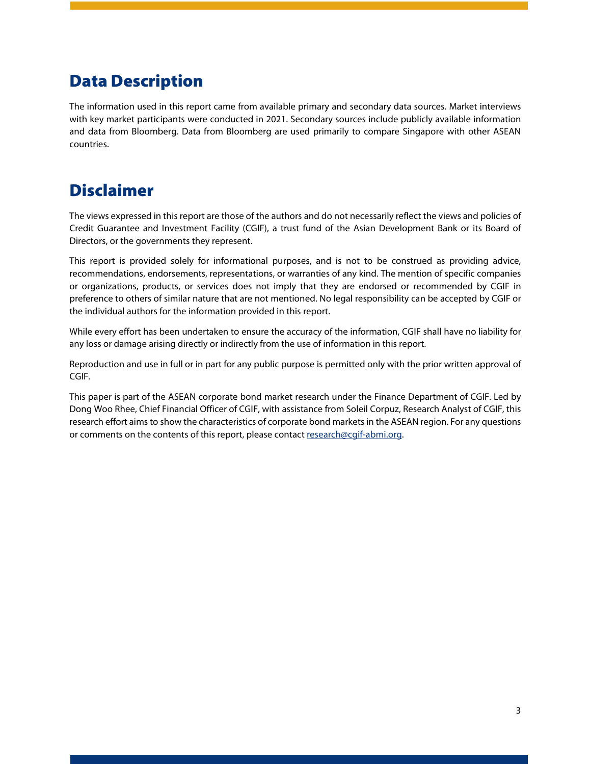# Data Description

The information used in this report came from available primary and secondary data sources. Market interviews with key market participants were conducted in 2021. Secondary sources include publicly available information and data from Bloomberg. Data from Bloomberg are used primarily to compare Singapore with other ASEAN countries.

# Disclaimer

The views expressed in this report are those of the authors and do not necessarily reflect the views and policies of Credit Guarantee and Investment Facility (CGIF), a trust fund of the Asian Development Bank or its Board of Directors, or the governments they represent.

This report is provided solely for informational purposes, and is not to be construed as providing advice, recommendations, endorsements, representations, or warranties of any kind. The mention of specific companies or organizations, products, or services does not imply that they are endorsed or recommended by CGIF in preference to others of similar nature that are not mentioned. No legal responsibility can be accepted by CGIF or the individual authors for the information provided in this report.

While every effort has been undertaken to ensure the accuracy of the information, CGIF shall have no liability for any loss or damage arising directly or indirectly from the use of information in this report.

Reproduction and use in full or in part for any public purpose is permitted only with the prior written approval of CGIF.

This paper is part of the ASEAN corporate bond market research under the Finance Department of CGIF. Led by Dong Woo Rhee, Chief Financial Officer of CGIF, with assistance from Soleil Corpuz, Research Analyst of CGIF, this research effort aims to show the characteristics of corporate bond markets in the ASEAN region. For any questions or comments on the contents of this report, please contact research@cgif-abmi.org.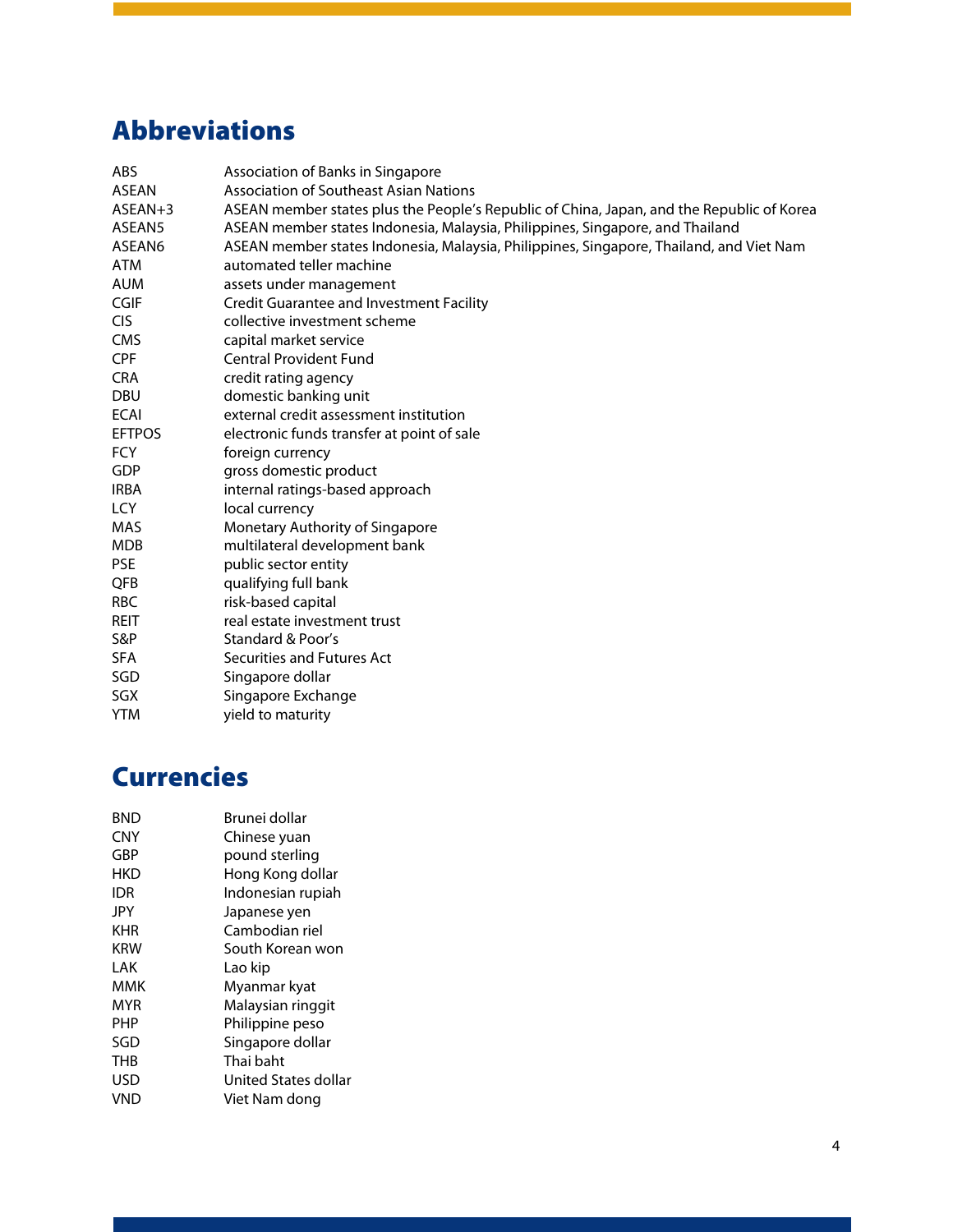## Abbreviations

| | |
|---|---|
| ABS | Association of Banks in Singapore |
| ASEAN | Association of Southeast Asian Nations |
| ASEAN+3 | ASEAN member states plus the People's Republic of China, Japan, and the Republic of Korea |
| ASEAN5 | ASEAN member states Indonesia, Malaysia, Philippines, Singapore, and Thailand |
| ASEAN6 | ASEAN member states Indonesia, Malaysia, Philippines, Singapore, Thailand, and Viet Nam |
| ATM | automated teller machine |
| AUM | assets under management |
| CGIF | Credit Guarantee and Investment Facility |
| CIS | collective investment scheme |
| CMS | capital market service |
| CPF | Central Provident Fund |
| CRA | credit rating agency |
| DBU | domestic banking unit |
| ECAI | external credit assessment institution |
| EFTPOS | electronic funds transfer at point of sale |
| FCY | foreign currency |
| GDP | gross domestic product |
| IRBA | internal ratings-based approach |
| LCY | local currency |
| MAS | Monetary Authority of Singapore |
| MDB | multilateral development bank |
| PSE | public sector entity |
| QFB | qualifying full bank |
| RBC | risk-based capital |
| REIT | real estate investment trust |
| S&P | Standard & Poor's |
| SFA | Securities and Futures Act |
| SGD | Singapore dollar |
| SGX | Singapore Exchange |
| YTM | yield to maturity |

## Currencies

| | |
|---|---|
| BND | Brunei dollar |
| CNY | Chinese yuan |
| GBP | pound sterling |
| HKD | Hong Kong dollar |
| IDR | Indonesian rupiah |
| JPY | Japanese yen |
| KHR | Cambodian riel |
| KRW | South Korean won |
| LAK | Lao kip |
| MMK | Myanmar kyat |
| MYR | Malaysian ringgit |
| PHP | Philippine peso |
| SGD | Singapore dollar |
| THB | Thai baht |
| USD | United States dollar |
| VND | Viet Nam dong |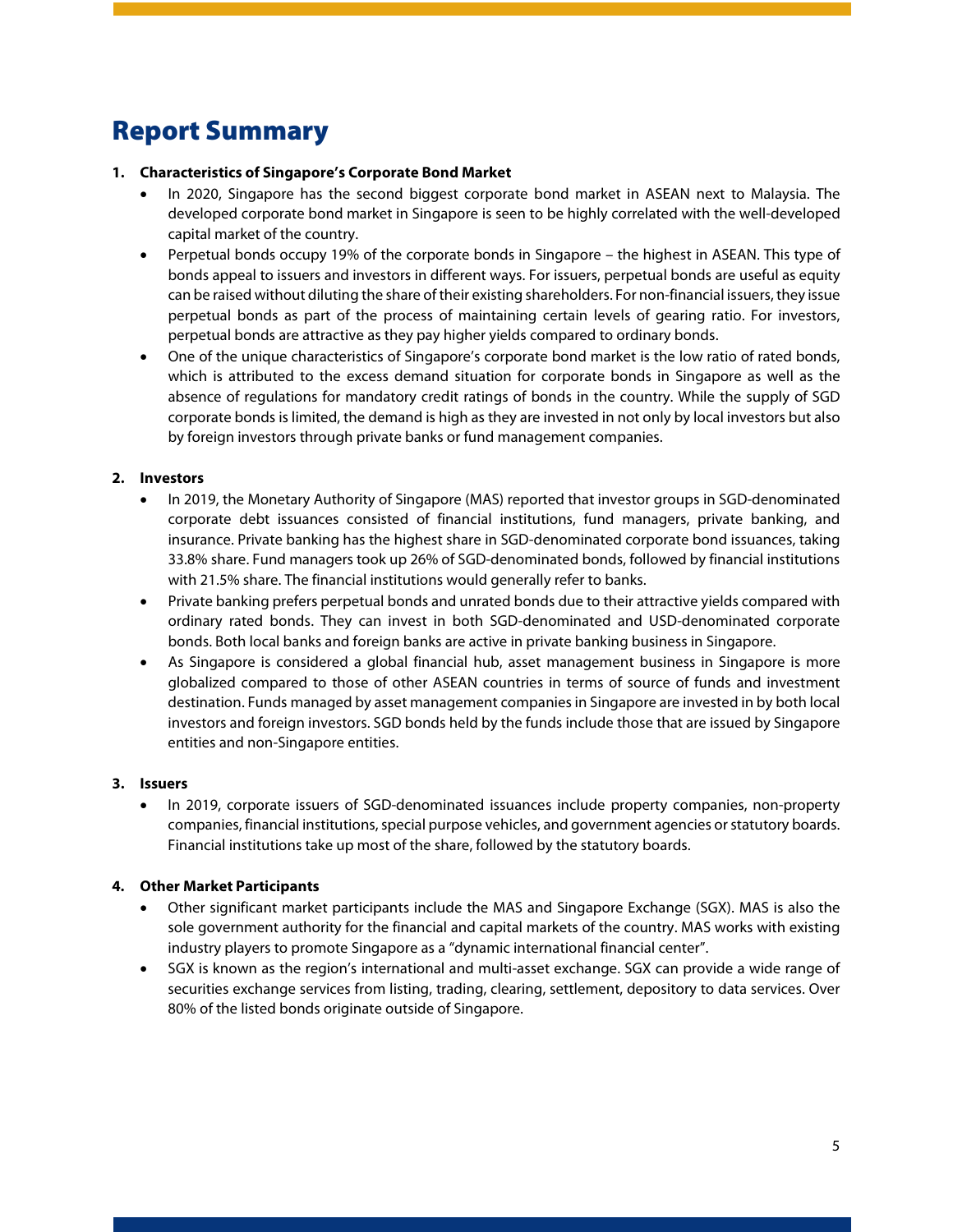# Report Summary

1. **Characteristics of Singapore's Corporate Bond Market**
   - In 2020, Singapore has the second biggest corporate bond market in ASEAN next to Malaysia. The developed corporate bond market in Singapore is seen to be highly correlated with the well-developed capital market of the country.
   - Perpetual bonds occupy 19% of the corporate bonds in Singapore – the highest in ASEAN. This type of bonds appeal to issuers and investors in different ways. For issuers, perpetual bonds are useful as equity can be raised without diluting the share of their existing shareholders. For non-financial issuers, they issue perpetual bonds as part of the process of maintaining certain levels of gearing ratio. For investors, perpetual bonds are attractive as they pay higher yields compared to ordinary bonds.
   - One of the unique characteristics of Singapore's corporate bond market is the low ratio of rated bonds, which is attributed to the excess demand situation for corporate bonds in Singapore as well as the absence of regulations for mandatory credit ratings of bonds in the country. While the supply of SGD corporate bonds is limited, the demand is high as they are invested in not only by local investors but also by foreign investors through private banks or fund management companies.

2. **Investors**
   - In 2019, the Monetary Authority of Singapore (MAS) reported that investor groups in SGD-denominated corporate debt issuances consisted of financial institutions, fund managers, private banking, and insurance. Private banking has the highest share in SGD-denominated corporate bond issuances, taking 33.8% share. Fund managers took up 26% of SGD-denominated bonds, followed by financial institutions with 21.5% share. The financial institutions would generally refer to banks.
   - Private banking prefers perpetual bonds and unrated bonds due to their attractive yields compared with ordinary rated bonds. They can invest in both SGD-denominated and USD-denominated corporate bonds. Both local banks and foreign banks are active in private banking business in Singapore.
   - As Singapore is considered a global financial hub, asset management business in Singapore is more globalized compared to those of other ASEAN countries in terms of source of funds and investment destination. Funds managed by asset management companies in Singapore are invested in by both local investors and foreign investors. SGD bonds held by the funds include those that are issued by Singapore entities and non-Singapore entities.

3. **Issuers**
   - In 2019, corporate issuers of SGD-denominated issuances include property companies, non-property companies, financial institutions, special purpose vehicles, and government agencies or statutory boards. Financial institutions take up most of the share, followed by the statutory boards.

4. **Other Market Participants**
   - Other significant market participants include the MAS and Singapore Exchange (SGX). MAS is also the sole government authority for the financial and capital markets of the country. MAS works with existing industry players to promote Singapore as a "dynamic international financial center".
   - SGX is known as the region's international and multi-asset exchange. SGX can provide a wide range of securities exchange services from listing, trading, clearing, settlement, depository to data services. Over 80% of the listed bonds originate outside of Singapore.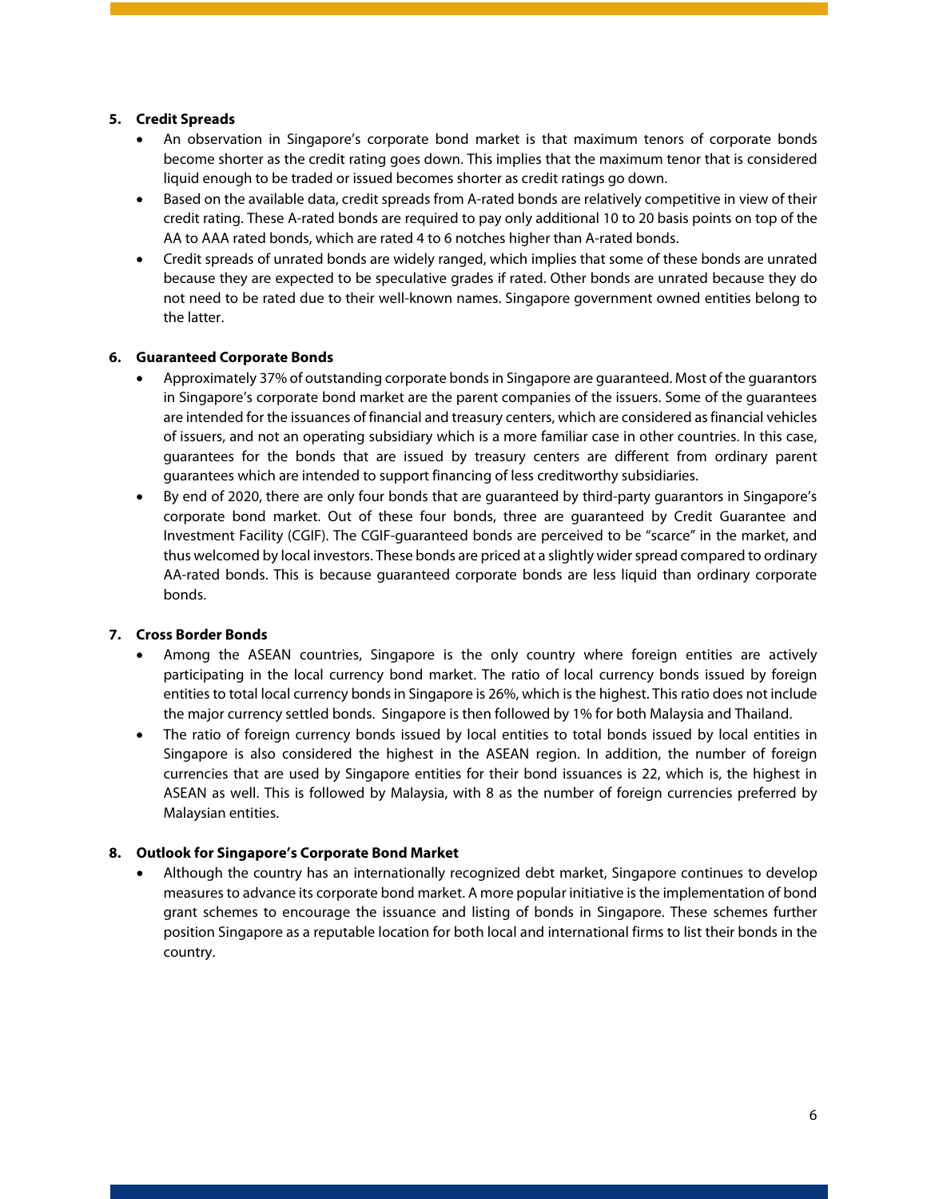**5. Credit Spreads**

- An observation in Singapore's corporate bond market is that maximum tenors of corporate bonds become shorter as the credit rating goes down. This implies that the maximum tenor that is considered liquid enough to be traded or issued becomes shorter as credit ratings go down.
- Based on the available data, credit spreads from A-rated bonds are relatively competitive in view of their credit rating. These A-rated bonds are required to pay only additional 10 to 20 basis points on top of the AA to AAA rated bonds, which are rated 4 to 6 notches higher than A-rated bonds.
- Credit spreads of unrated bonds are widely ranged, which implies that some of these bonds are unrated because they are expected to be speculative grades if rated. Other bonds are unrated because they do not need to be rated due to their well-known names. Singapore government owned entities belong to the latter.

**6. Guaranteed Corporate Bonds**

- Approximately 37% of outstanding corporate bonds in Singapore are guaranteed. Most of the guarantors in Singapore's corporate bond market are the parent companies of the issuers. Some of the guarantees are intended for the issuances of financial and treasury centers, which are considered as financial vehicles of issuers, and not an operating subsidiary which is a more familiar case in other countries. In this case, guarantees for the bonds that are issued by treasury centers are different from ordinary parent guarantees which are intended to support financing of less creditworthy subsidiaries.
- By end of 2020, there are only four bonds that are guaranteed by third-party guarantors in Singapore's corporate bond market. Out of these four bonds, three are guaranteed by Credit Guarantee and Investment Facility (CGIF). The CGIF-guaranteed bonds are perceived to be "scarce" in the market, and thus welcomed by local investors. These bonds are priced at a slightly wider spread compared to ordinary AA-rated bonds. This is because guaranteed corporate bonds are less liquid than ordinary corporate bonds.

**7. Cross Border Bonds**

- Among the ASEAN countries, Singapore is the only country where foreign entities are actively participating in the local currency bond market. The ratio of local currency bonds issued by foreign entities to total local currency bonds in Singapore is 26%, which is the highest. This ratio does not include the major currency settled bonds. Singapore is then followed by 1% for both Malaysia and Thailand.
- The ratio of foreign currency bonds issued by local entities to total bonds issued by local entities in Singapore is also considered the highest in the ASEAN region. In addition, the number of foreign currencies that are used by Singapore entities for their bond issuances is 22, which is, the highest in ASEAN as well. This is followed by Malaysia, with 8 as the number of foreign currencies preferred by Malaysian entities.

**8. Outlook for Singapore's Corporate Bond Market**

- Although the country has an internationally recognized debt market, Singapore continues to develop measures to advance its corporate bond market. A more popular initiative is the implementation of bond grant schemes to encourage the issuance and listing of bonds in Singapore. These schemes further position Singapore as a reputable location for both local and international firms to list their bonds in the country.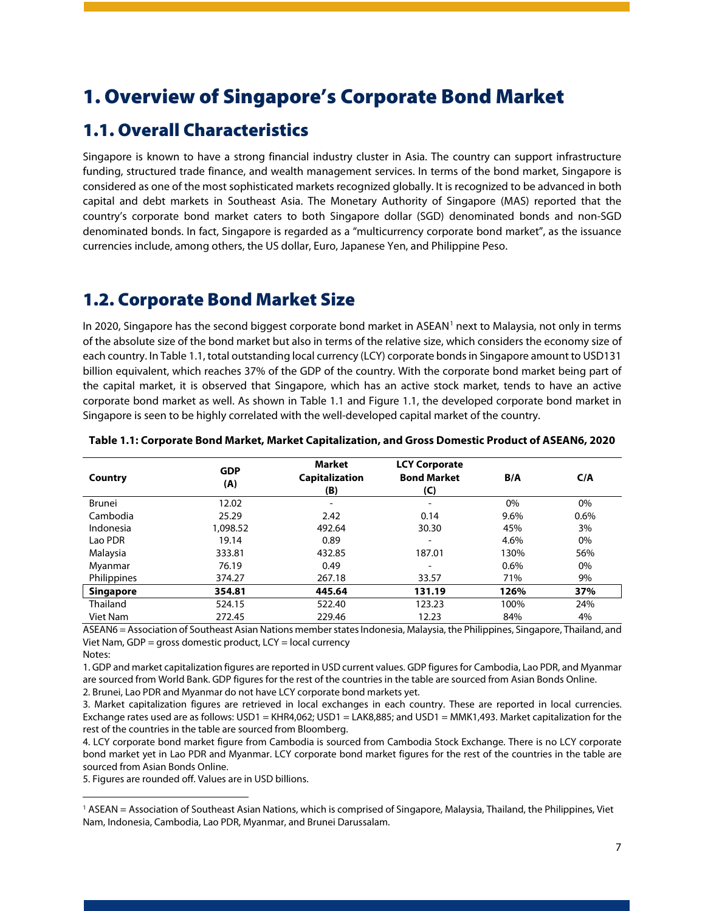# 1. Overview of Singapore's Corporate Bond Market

## 1.1. Overall Characteristics

Singapore is known to have a strong financial industry cluster in Asia. The country can support infrastructure funding, structured trade finance, and wealth management services. In terms of the bond market, Singapore is considered as one of the most sophisticated markets recognized globally. It is recognized to be advanced in both capital and debt markets in Southeast Asia. The Monetary Authority of Singapore (MAS) reported that the country's corporate bond market caters to both Singapore dollar (SGD) denominated bonds and non-SGD denominated bonds. In fact, Singapore is regarded as a "multicurrency corporate bond market", as the issuance currencies include, among others, the US dollar, Euro, Japanese Yen, and Philippine Peso.

## 1.2. Corporate Bond Market Size

In 2020, Singapore has the second biggest corporate bond market in ASEAN[1] next to Malaysia, not only in terms of the absolute size of the bond market but also in terms of the relative size, which considers the economy size of each country. In Table 1.1, total outstanding local currency (LCY) corporate bonds in Singapore amount to USD131 billion equivalent, which reaches 37% of the GDP of the country. With the corporate bond market being part of the capital market, it is observed that Singapore, which has an active stock market, tends to have an active corporate bond market as well. As shown in Table 1.1 and Figure 1.1, the developed corporate bond market in Singapore is seen to be highly correlated with the well-developed capital market of the country.

**Table 1.1: Corporate Bond Market, Market Capitalization, and Gross Domestic Product of ASEAN6, 2020**

| Country | GDP (A) | Market Capitalization (B) | LCY Corporate Bond Market (C) | B/A | C/A |
|---|---|---|---|---|---|
| Brunei | 12.02 | - | - | 0% | 0% |
| Cambodia | 25.29 | 2.42 | 0.14 | 9.6% | 0.6% |
| Indonesia | 1,098.52 | 492.64 | 30.30 | 45% | 3% |
| Lao PDR | 19.14 | 0.89 | - | 4.6% | 0% |
| Malaysia | 333.81 | 432.85 | 187.01 | 130% | 56% |
| Myanmar | 76.19 | 0.49 | - | 0.6% | 0% |
| Philippines | 374.27 | 267.18 | 33.57 | 71% | 9% |
| **Singapore** | **354.81** | **445.64** | **131.19** | **126%** | **37%** |
| Thailand | 524.15 | 522.40 | 123.23 | 100% | 24% |
| Viet Nam | 272.45 | 229.46 | 12.23 | 84% | 4% |

ASEAN6 = Association of Southeast Asian Nations member states Indonesia, Malaysia, the Philippines, Singapore, Thailand, and Viet Nam, GDP = gross domestic product, LCY = local currency

Notes:

1. GDP and market capitalization figures are reported in USD current values. GDP figures for Cambodia, Lao PDR, and Myanmar are sourced from World Bank. GDP figures for the rest of the countries in the table are sourced from Asian Bonds Online.
2. Brunei, Lao PDR and Myanmar do not have LCY corporate bond markets yet.
3. Market capitalization figures are retrieved in local exchanges in each country. These are reported in local currencies. Exchange rates used are as follows: USD1 = KHR4,062; USD1 = LAK8,885; and USD1 = MMK1,493. Market capitalization for the rest of the countries in the table are sourced from Bloomberg.
4. LCY corporate bond market figure from Cambodia is sourced from Cambodia Stock Exchange. There is no LCY corporate bond market yet in Lao PDR and Myanmar. LCY corporate bond market figures for the rest of the countries in the table are sourced from Asian Bonds Online.
5. Figures are rounded off. Values are in USD billions.

[1] ASEAN = Association of Southeast Asian Nations, which is comprised of Singapore, Malaysia, Thailand, the Philippines, Viet Nam, Indonesia, Cambodia, Lao PDR, Myanmar, and Brunei Darussalam.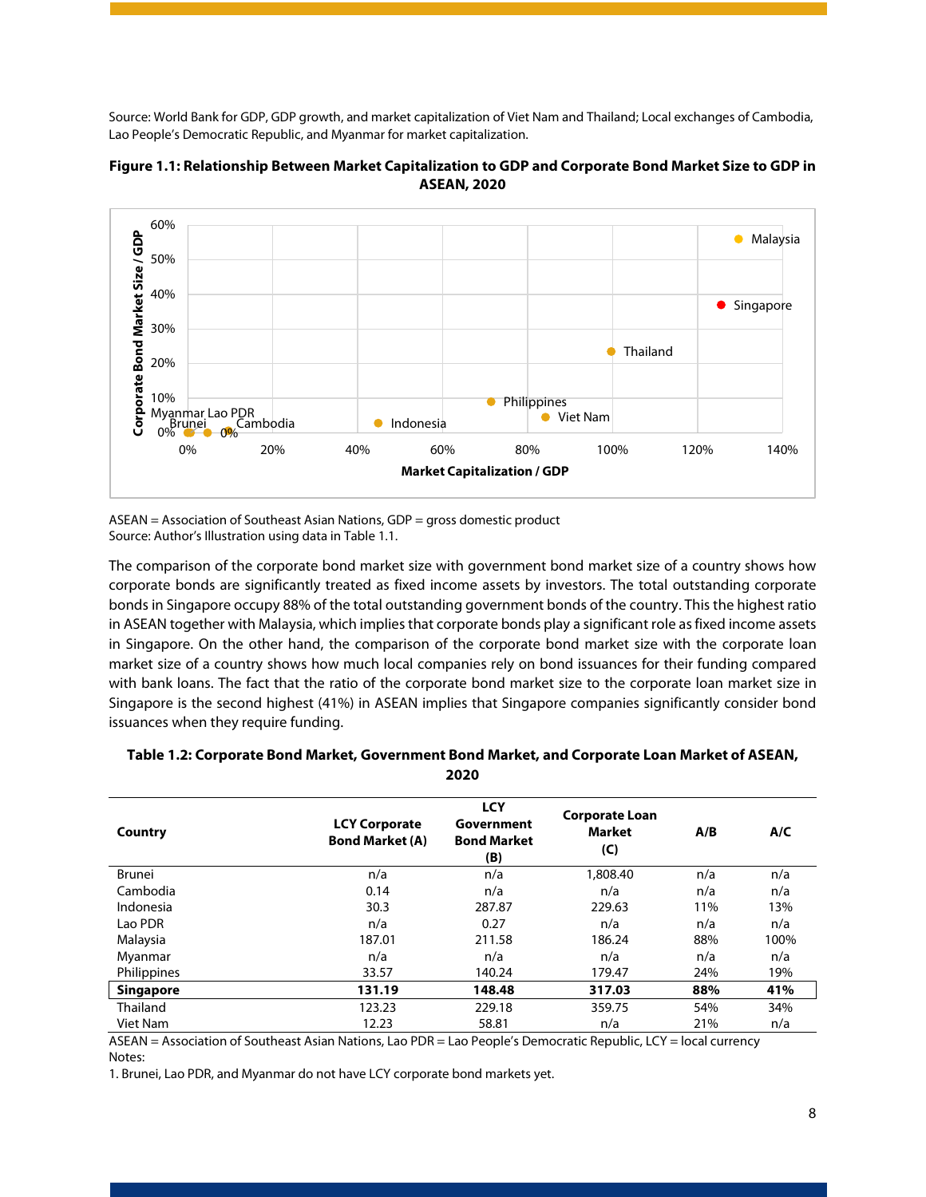Source: World Bank for GDP, GDP growth, and market capitalization of Viet Nam and Thailand; Local exchanges of Cambodia, Lao People's Democratic Republic, and Myanmar for market capitalization.

**Figure 1.1: Relationship Between Market Capitalization to GDP and Corporate Bond Market Size to GDP in ASEAN, 2020**

ASEAN = Association of Southeast Asian Nations, GDP = gross domestic product
Source: Author's Illustration using data in Table 1.1.

The comparison of the corporate bond market size with government bond market size of a country shows how corporate bonds are significantly treated as fixed income assets by investors. The total outstanding corporate bonds in Singapore occupy 88% of the total outstanding government bonds of the country. This the highest ratio in ASEAN together with Malaysia, which implies that corporate bonds play a significant role as fixed income assets in Singapore. On the other hand, the comparison of the corporate bond market size with the corporate loan market size of a country shows how much local companies rely on bond issuances for their funding compared with bank loans. The fact that the ratio of the corporate bond market size to the corporate loan market size in Singapore is the second highest (41%) in ASEAN implies that Singapore companies significantly consider bond issuances when they require funding.

**Table 1.2: Corporate Bond Market, Government Bond Market, and Corporate Loan Market of ASEAN, 2020**

| Country | LCY Corporate Bond Market (A) | LCY Government Bond Market (B) | Corporate Loan Market (C) | A/B | A/C |
|---|---|---|---|---|---|
| Brunei | n/a | n/a | 1,808.40 | n/a | n/a |
| Cambodia | 0.14 | n/a | n/a | n/a | n/a |
| Indonesia | 30.3 | 287.87 | 229.63 | 11% | 13% |
| Lao PDR | n/a | 0.27 | n/a | n/a | n/a |
| Malaysia | 187.01 | 211.58 | 186.24 | 88% | 100% |
| Myanmar | n/a | n/a | n/a | n/a | n/a |
| Philippines | 33.57 | 140.24 | 179.47 | 24% | 19% |
| **Singapore** | **131.19** | **148.48** | **317.03** | **88%** | **41%** |
| Thailand | 123.23 | 229.18 | 359.75 | 54% | 34% |
| Viet Nam | 12.23 | 58.81 | n/a | 21% | n/a |

ASEAN = Association of Southeast Asian Nations, Lao PDR = Lao People's Democratic Republic, LCY = local currency
Notes:
1. Brunei, Lao PDR, and Myanmar do not have LCY corporate bond markets yet.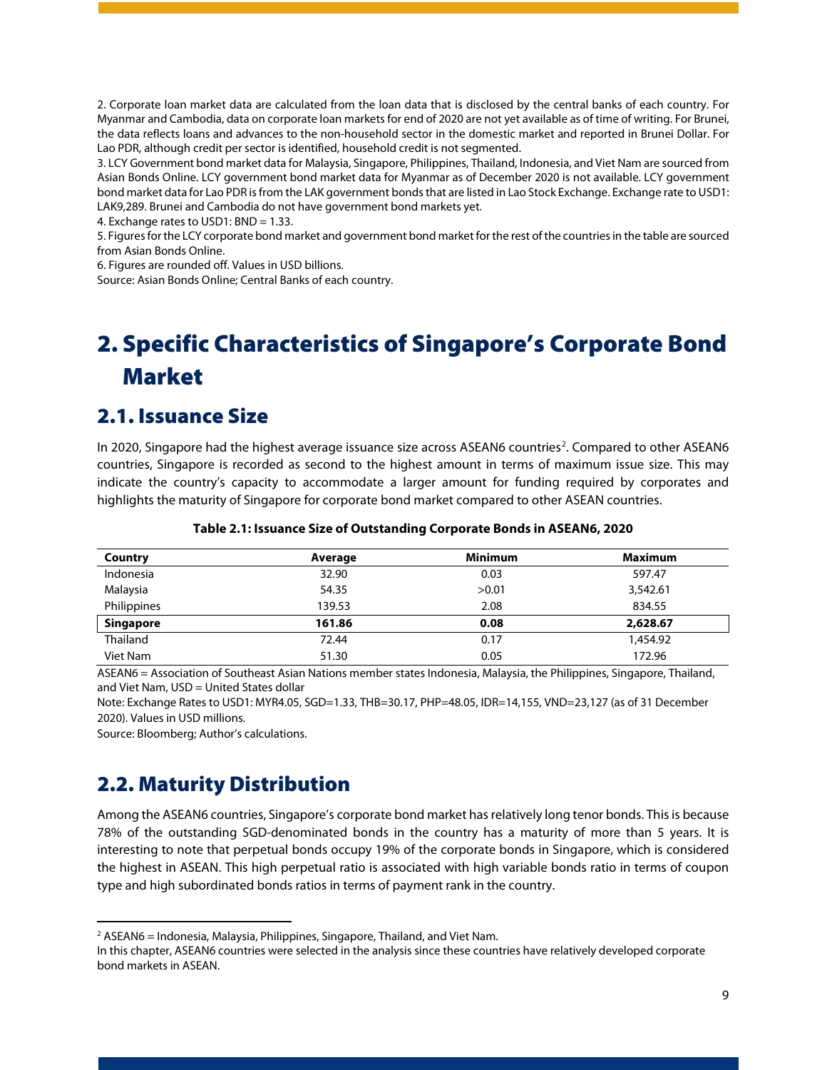2. Corporate loan market data are calculated from the loan data that is disclosed by the central banks of each country. For Myanmar and Cambodia, data on corporate loan markets for end of 2020 are not yet available as of time of writing. For Brunei, the data reflects loans and advances to the non-household sector in the domestic market and reported in Brunei Dollar. For Lao PDR, although credit per sector is identified, household credit is not segmented.
3. LCY Government bond market data for Malaysia, Singapore, Philippines, Thailand, Indonesia, and Viet Nam are sourced from Asian Bonds Online. LCY government bond market data for Myanmar as of December 2020 is not available. LCY government bond market data for Lao PDR is from the LAK government bonds that are listed in Lao Stock Exchange. Exchange rate to USD1: LAK9,289. Brunei and Cambodia do not have government bond markets yet.
4. Exchange rates to USD1: BND = 1.33.
5. Figures for the LCY corporate bond market and government bond market for the rest of the countries in the table are sourced from Asian Bonds Online.
6. Figures are rounded off. Values in USD billions.
Source: Asian Bonds Online; Central Banks of each country.

# 2. Specific Characteristics of Singapore's Corporate Bond Market

## 2.1. Issuance Size

In 2020, Singapore had the highest average issuance size across ASEAN6 countries[2]. Compared to other ASEAN6 countries, Singapore is recorded as second to the highest amount in terms of maximum issue size. This may indicate the country's capacity to accommodate a larger amount for funding required by corporates and highlights the maturity of Singapore for corporate bond market compared to other ASEAN countries.

**Table 2.1: Issuance Size of Outstanding Corporate Bonds in ASEAN6, 2020**

| Country | Average | Minimum | Maximum |
|---|---|---|---|
| Indonesia | 32.90 | 0.03 | 597.47 |
| Malaysia | 54.35 | >0.01 | 3,542.61 |
| Philippines | 139.53 | 2.08 | 834.55 |
| **Singapore** | **161.86** | **0.08** | **2,628.67** |
| Thailand | 72.44 | 0.17 | 1,454.92 |
| Viet Nam | 51.30 | 0.05 | 172.96 |

ASEAN6 = Association of Southeast Asian Nations member states Indonesia, Malaysia, the Philippines, Singapore, Thailand, and Viet Nam, USD = United States dollar

Note: Exchange Rates to USD1: MYR4.05, SGD=1.33, THB=30.17, PHP=48.05, IDR=14,155, VND=23,127 (as of 31 December 2020). Values in USD millions.

Source: Bloomberg; Author's calculations.

## 2.2. Maturity Distribution

Among the ASEAN6 countries, Singapore's corporate bond market has relatively long tenor bonds. This is because 78% of the outstanding SGD-denominated bonds in the country has a maturity of more than 5 years. It is interesting to note that perpetual bonds occupy 19% of the corporate bonds in Singapore, which is considered the highest in ASEAN. This high perpetual ratio is associated with high variable bonds ratio in terms of coupon type and high subordinated bonds ratios in terms of payment rank in the country.

[2] ASEAN6 = Indonesia, Malaysia, Philippines, Singapore, Thailand, and Viet Nam.
In this chapter, ASEAN6 countries were selected in the analysis since these countries have relatively developed corporate bond markets in ASEAN.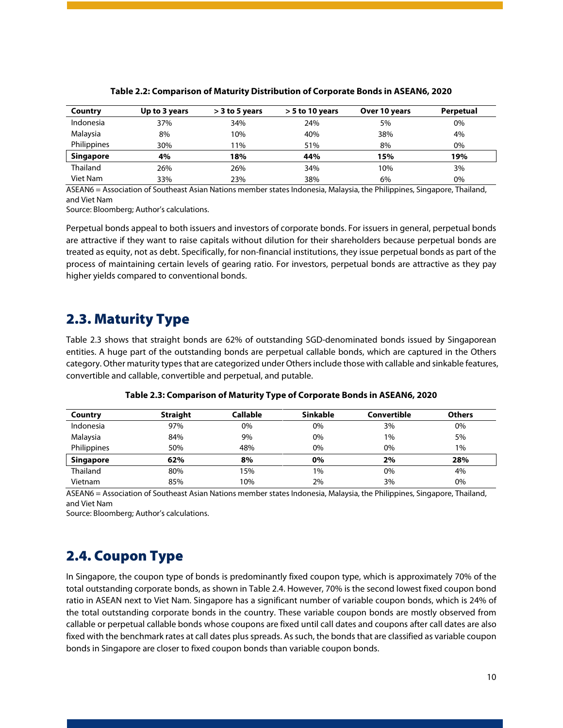**Table 2.2: Comparison of Maturity Distribution of Corporate Bonds in ASEAN6, 2020**

| Country | Up to 3 years | > 3 to 5 years | > 5 to 10 years | Over 10 years | Perpetual |
|---|---|---|---|---|---|
| Indonesia | 37% | 34% | 24% | 5% | 0% |
| Malaysia | 8% | 10% | 40% | 38% | 4% |
| Philippines | 30% | 11% | 51% | 8% | 0% |
| **Singapore** | **4%** | **18%** | **44%** | **15%** | **19%** |
| Thailand | 26% | 26% | 34% | 10% | 3% |
| Viet Nam | 33% | 23% | 38% | 6% | 0% |

ASEAN6 = Association of Southeast Asian Nations member states Indonesia, Malaysia, the Philippines, Singapore, Thailand, and Viet Nam

Source: Bloomberg; Author's calculations.

Perpetual bonds appeal to both issuers and investors of corporate bonds. For issuers in general, perpetual bonds are attractive if they want to raise capitals without dilution for their shareholders because perpetual bonds are treated as equity, not as debt. Specifically, for non-financial institutions, they issue perpetual bonds as part of the process of maintaining certain levels of gearing ratio. For investors, perpetual bonds are attractive as they pay higher yields compared to conventional bonds.

## 2.3. Maturity Type

Table 2.3 shows that straight bonds are 62% of outstanding SGD-denominated bonds issued by Singaporean entities. A huge part of the outstanding bonds are perpetual callable bonds, which are captured in the Others category. Other maturity types that are categorized under Others include those with callable and sinkable features, convertible and callable, convertible and perpetual, and putable.

**Table 2.3: Comparison of Maturity Type of Corporate Bonds in ASEAN6, 2020**

| Country | Straight | Callable | Sinkable | Convertible | Others |
|---|---|---|---|---|---|
| Indonesia | 97% | 0% | 0% | 3% | 0% |
| Malaysia | 84% | 9% | 0% | 1% | 5% |
| Philippines | 50% | 48% | 0% | 0% | 1% |
| **Singapore** | **62%** | **8%** | **0%** | **2%** | **28%** |
| Thailand | 80% | 15% | 1% | 0% | 4% |
| Vietnam | 85% | 10% | 2% | 3% | 0% |

ASEAN6 = Association of Southeast Asian Nations member states Indonesia, Malaysia, the Philippines, Singapore, Thailand, and Viet Nam

Source: Bloomberg; Author's calculations.

## 2.4. Coupon Type

In Singapore, the coupon type of bonds is predominantly fixed coupon type, which is approximately 70% of the total outstanding corporate bonds, as shown in Table 2.4. However, 70% is the second lowest fixed coupon bond ratio in ASEAN next to Viet Nam. Singapore has a significant number of variable coupon bonds, which is 24% of the total outstanding corporate bonds in the country. These variable coupon bonds are mostly observed from callable or perpetual callable bonds whose coupons are fixed until call dates and coupons after call dates are also fixed with the benchmark rates at call dates plus spreads. As such, the bonds that are classified as variable coupon bonds in Singapore are closer to fixed coupon bonds than variable coupon bonds.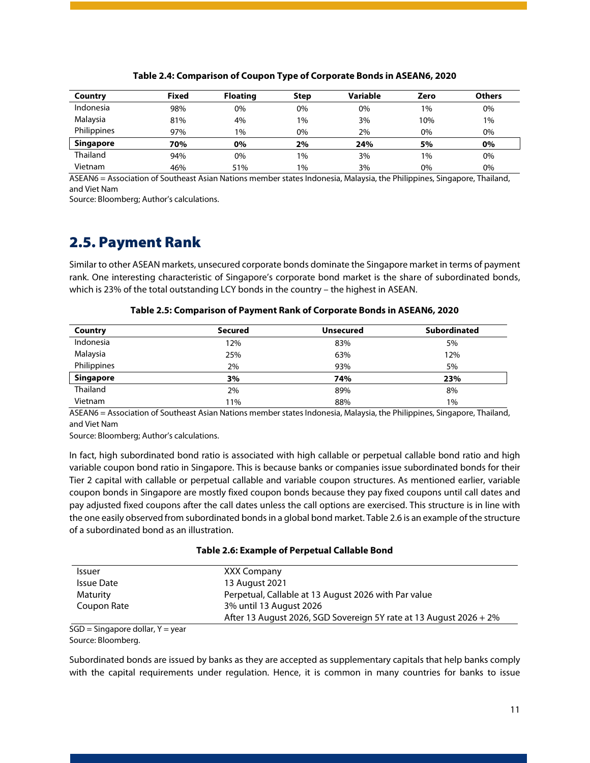**Table 2.4: Comparison of Coupon Type of Corporate Bonds in ASEAN6, 2020**

| Country | Fixed | Floating | Step | Variable | Zero | Others |
|---|---|---|---|---|---|---|
| Indonesia | 98% | 0% | 0% | 0% | 1% | 0% |
| Malaysia | 81% | 4% | 1% | 3% | 10% | 1% |
| Philippines | 97% | 1% | 0% | 2% | 0% | 0% |
| **Singapore** | **70%** | **0%** | **2%** | **24%** | **5%** | **0%** |
| Thailand | 94% | 0% | 1% | 3% | 1% | 0% |
| Vietnam | 46% | 51% | 1% | 3% | 0% | 0% |

ASEAN6 = Association of Southeast Asian Nations member states Indonesia, Malaysia, the Philippines, Singapore, Thailand, and Viet Nam

Source: Bloomberg; Author's calculations.

## 2.5. Payment Rank

Similar to other ASEAN markets, unsecured corporate bonds dominate the Singapore market in terms of payment rank. One interesting characteristic of Singapore's corporate bond market is the share of subordinated bonds, which is 23% of the total outstanding LCY bonds in the country – the highest in ASEAN.

**Table 2.5: Comparison of Payment Rank of Corporate Bonds in ASEAN6, 2020**

| Country | Secured | Unsecured | Subordinated |
|---|---|---|---|
| Indonesia | 12% | 83% | 5% |
| Malaysia | 25% | 63% | 12% |
| Philippines | 2% | 93% | 5% |
| **Singapore** | **3%** | **74%** | **23%** |
| Thailand | 2% | 89% | 8% |
| Vietnam | 11% | 88% | 1% |

ASEAN6 = Association of Southeast Asian Nations member states Indonesia, Malaysia, the Philippines, Singapore, Thailand, and Viet Nam

Source: Bloomberg; Author's calculations.

In fact, high subordinated bond ratio is associated with high callable or perpetual callable bond ratio and high variable coupon bond ratio in Singapore. This is because banks or companies issue subordinated bonds for their Tier 2 capital with callable or perpetual callable and variable coupon structures. As mentioned earlier, variable coupon bonds in Singapore are mostly fixed coupon bonds because they pay fixed coupons until call dates and pay adjusted fixed coupons after the call dates unless the call options are exercised. This structure is in line with the one easily observed from subordinated bonds in a global bond market. Table 2.6 is an example of the structure of a subordinated bond as an illustration.

**Table 2.6: Example of Perpetual Callable Bond**

| | |
|---|---|
| Issuer | XXX Company |
| Issue Date | 13 August 2021 |
| Maturity | Perpetual, Callable at 13 August 2026 with Par value |
| Coupon Rate | 3% until 13 August 2026 |
| | After 13 August 2026, SGD Sovereign 5Y rate at 13 August 2026 + 2% |

SGD = Singapore dollar, Y = year

Source: Bloomberg.

Subordinated bonds are issued by banks as they are accepted as supplementary capitals that help banks comply with the capital requirements under regulation. Hence, it is common in many countries for banks to issue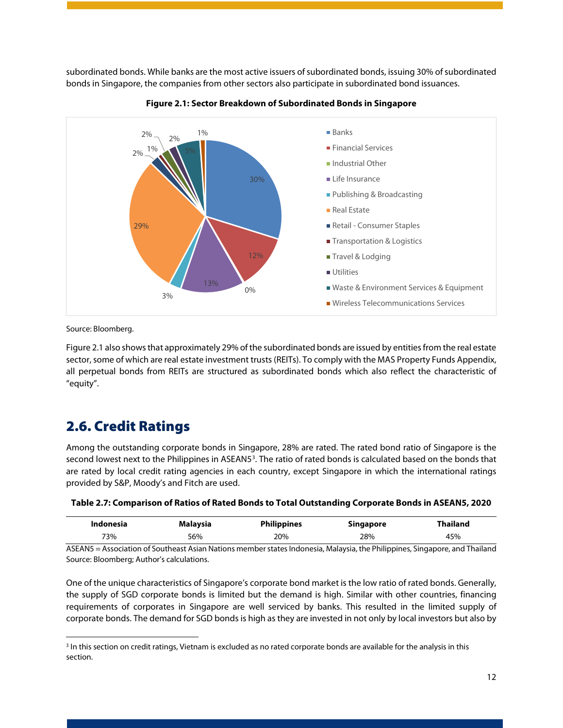subordinated bonds. While banks are the most active issuers of subordinated bonds, issuing 30% of subordinated bonds in Singapore, the companies from other sectors also participate in subordinated bond issuances.

**Figure 2.1: Sector Breakdown of Subordinated Bonds in Singapore**

| Sector | Share |
|---|---|
| Banks | 30% |
| Financial Services | 12% |
| Industrial Other | 0% |
| Life Insurance | 13% |
| Publishing & Broadcasting | 3% |
| Real Estate | 29% |
| Retail - Consumer Staples | 2% |
| Transportation & Logistics | 1% |
| Travel & Lodging | 2% |
| Utilities | 2% |
| Waste & Environment Services & Equipment | 5% |
| Wireless Telecommunications Services | 1% |

Source: Bloomberg.

Figure 2.1 also shows that approximately 29% of the subordinated bonds are issued by entities from the real estate sector, some of which are real estate investment trusts (REITs). To comply with the MAS Property Funds Appendix, all perpetual bonds from REITs are structured as subordinated bonds which also reflect the characteristic of "equity".

## 2.6. Credit Ratings

Among the outstanding corporate bonds in Singapore, 28% are rated. The rated bond ratio of Singapore is the second lowest next to the Philippines in ASEAN5[3]. The ratio of rated bonds is calculated based on the bonds that are rated by local credit rating agencies in each country, except Singapore in which the international ratings provided by S&P, Moody's and Fitch are used.

**Table 2.7: Comparison of Ratios of Rated Bonds to Total Outstanding Corporate Bonds in ASEAN5, 2020**

| Indonesia | Malaysia | Philippines | Singapore | Thailand |
|---|---|---|---|---|
| 73% | 56% | 20% | 28% | 45% |

ASEAN5 = Association of Southeast Asian Nations member states Indonesia, Malaysia, the Philippines, Singapore, and Thailand
Source: Bloomberg; Author's calculations.

One of the unique characteristics of Singapore's corporate bond market is the low ratio of rated bonds. Generally, the supply of SGD corporate bonds is limited but the demand is high. Similar with other countries, financing requirements of corporates in Singapore are well serviced by banks. This resulted in the limited supply of corporate bonds. The demand for SGD bonds is high as they are invested in not only by local investors but also by

[3] In this section on credit ratings, Vietnam is excluded as no rated corporate bonds are available for the analysis in this section.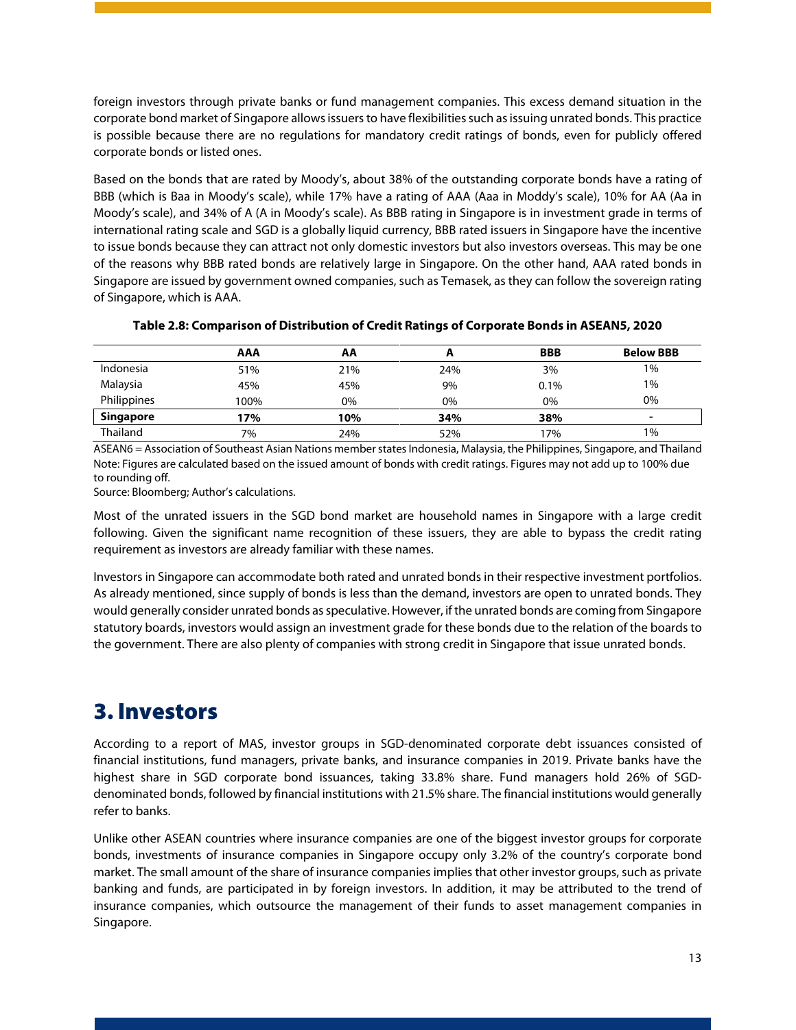foreign investors through private banks or fund management companies. This excess demand situation in the corporate bond market of Singapore allows issuers to have flexibilities such as issuing unrated bonds. This practice is possible because there are no regulations for mandatory credit ratings of bonds, even for publicly offered corporate bonds or listed ones.

Based on the bonds that are rated by Moody's, about 38% of the outstanding corporate bonds have a rating of BBB (which is Baa in Moody's scale), while 17% have a rating of AAA (Aaa in Moddy's scale), 10% for AA (Aa in Moody's scale), and 34% of A (A in Moody's scale). As BBB rating in Singapore is in investment grade in terms of international rating scale and SGD is a globally liquid currency, BBB rated issuers in Singapore have the incentive to issue bonds because they can attract not only domestic investors but also investors overseas. This may be one of the reasons why BBB rated bonds are relatively large in Singapore. On the other hand, AAA rated bonds in Singapore are issued by government owned companies, such as Temasek, as they can follow the sovereign rating of Singapore, which is AAA.

**Table 2.8: Comparison of Distribution of Credit Ratings of Corporate Bonds in ASEAN5, 2020**

| | AAA | AA | A | BBB | Below BBB |
|---|---|---|---|---|---|
| Indonesia | 51% | 21% | 24% | 3% | 1% |
| Malaysia | 45% | 45% | 9% | 0.1% | 1% |
| Philippines | 100% | 0% | 0% | 0% | 0% |
| **Singapore** | **17%** | **10%** | **34%** | **38%** | **-** |
| Thailand | 7% | 24% | 52% | 17% | 1% |

ASEAN6 = Association of Southeast Asian Nations member states Indonesia, Malaysia, the Philippines, Singapore, and Thailand
Note: Figures are calculated based on the issued amount of bonds with credit ratings. Figures may not add up to 100% due to rounding off.
Source: Bloomberg; Author's calculations.

Most of the unrated issuers in the SGD bond market are household names in Singapore with a large credit following. Given the significant name recognition of these issuers, they are able to bypass the credit rating requirement as investors are already familiar with these names.

Investors in Singapore can accommodate both rated and unrated bonds in their respective investment portfolios. As already mentioned, since supply of bonds is less than the demand, investors are open to unrated bonds. They would generally consider unrated bonds as speculative. However, if the unrated bonds are coming from Singapore statutory boards, investors would assign an investment grade for these bonds due to the relation of the boards to the government. There are also plenty of companies with strong credit in Singapore that issue unrated bonds.

# 3. Investors

According to a report of MAS, investor groups in SGD-denominated corporate debt issuances consisted of financial institutions, fund managers, private banks, and insurance companies in 2019. Private banks have the highest share in SGD corporate bond issuances, taking 33.8% share. Fund managers hold 26% of SGD-denominated bonds, followed by financial institutions with 21.5% share. The financial institutions would generally refer to banks.

Unlike other ASEAN countries where insurance companies are one of the biggest investor groups for corporate bonds, investments of insurance companies in Singapore occupy only 3.2% of the country's corporate bond market. The small amount of the share of insurance companies implies that other investor groups, such as private banking and funds, are participated in by foreign investors. In addition, it may be attributed to the trend of insurance companies, which outsource the management of their funds to asset management companies in Singapore.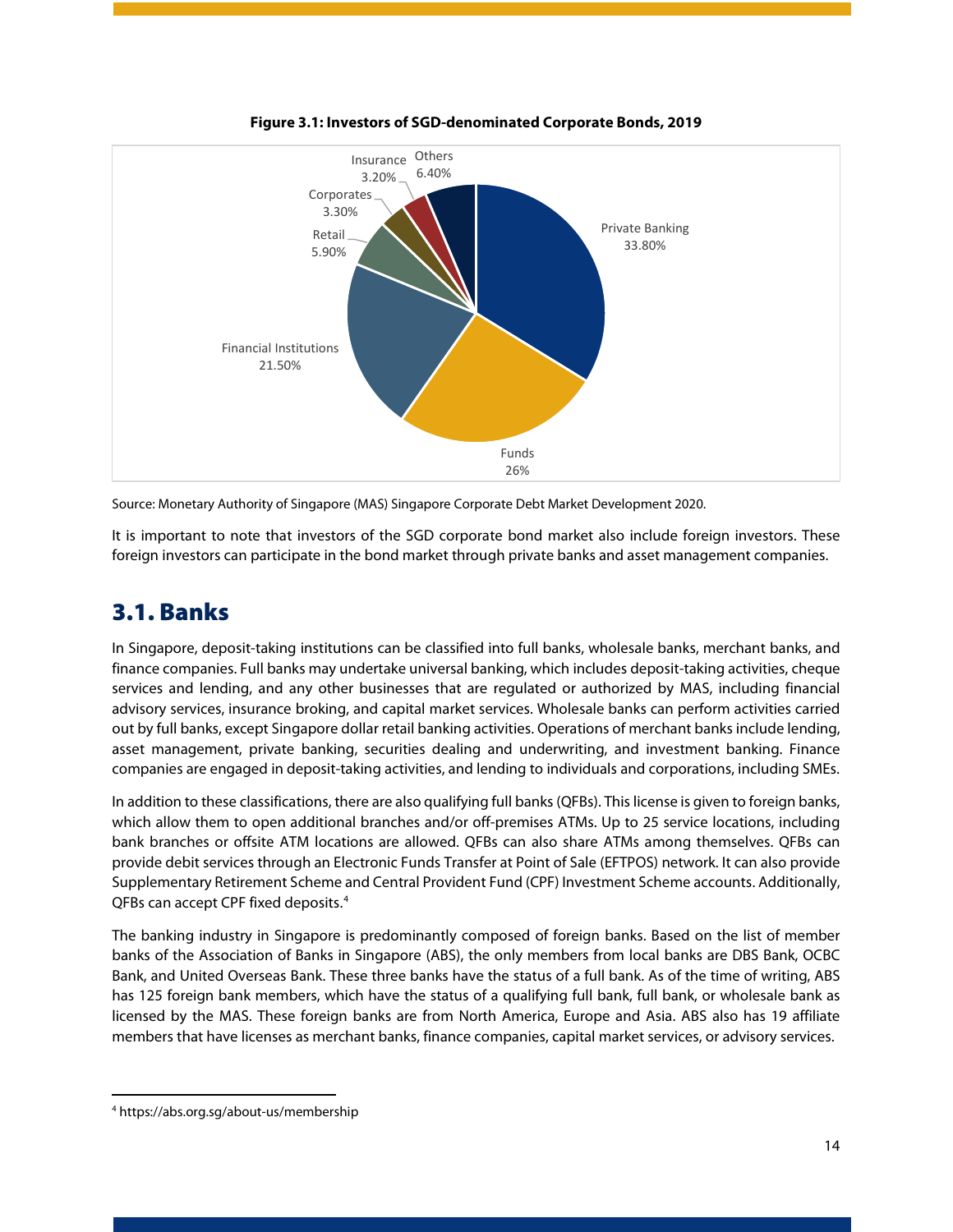**Figure 3.1: Investors of SGD-denominated Corporate Bonds, 2019**

Private Banking 33.80%
Funds 26%
Financial Institutions 21.50%
Retail 5.90%
Corporates 3.30%
Insurance 3.20%
Others 6.40%

Source: Monetary Authority of Singapore (MAS) Singapore Corporate Debt Market Development 2020.

It is important to note that investors of the SGD corporate bond market also include foreign investors. These foreign investors can participate in the bond market through private banks and asset management companies.

## 3.1. Banks

In Singapore, deposit-taking institutions can be classified into full banks, wholesale banks, merchant banks, and finance companies. Full banks may undertake universal banking, which includes deposit-taking activities, cheque services and lending, and any other businesses that are regulated or authorized by MAS, including financial advisory services, insurance broking, and capital market services. Wholesale banks can perform activities carried out by full banks, except Singapore dollar retail banking activities. Operations of merchant banks include lending, asset management, private banking, securities dealing and underwriting, and investment banking. Finance companies are engaged in deposit-taking activities, and lending to individuals and corporations, including SMEs.

In addition to these classifications, there are also qualifying full banks (QFBs). This license is given to foreign banks, which allow them to open additional branches and/or off-premises ATMs. Up to 25 service locations, including bank branches or offsite ATM locations are allowed. QFBs can also share ATMs among themselves. QFBs can provide debit services through an Electronic Funds Transfer at Point of Sale (EFTPOS) network. It can also provide Supplementary Retirement Scheme and Central Provident Fund (CPF) Investment Scheme accounts. Additionally, QFBs can accept CPF fixed deposits.[4]

The banking industry in Singapore is predominantly composed of foreign banks. Based on the list of member banks of the Association of Banks in Singapore (ABS), the only members from local banks are DBS Bank, OCBC Bank, and United Overseas Bank. These three banks have the status of a full bank. As of the time of writing, ABS has 125 foreign bank members, which have the status of a qualifying full bank, full bank, or wholesale bank as licensed by the MAS. These foreign banks are from North America, Europe and Asia. ABS also has 19 affiliate members that have licenses as merchant banks, finance companies, capital market services, or advisory services.

[4] https://abs.org.sg/about-us/membership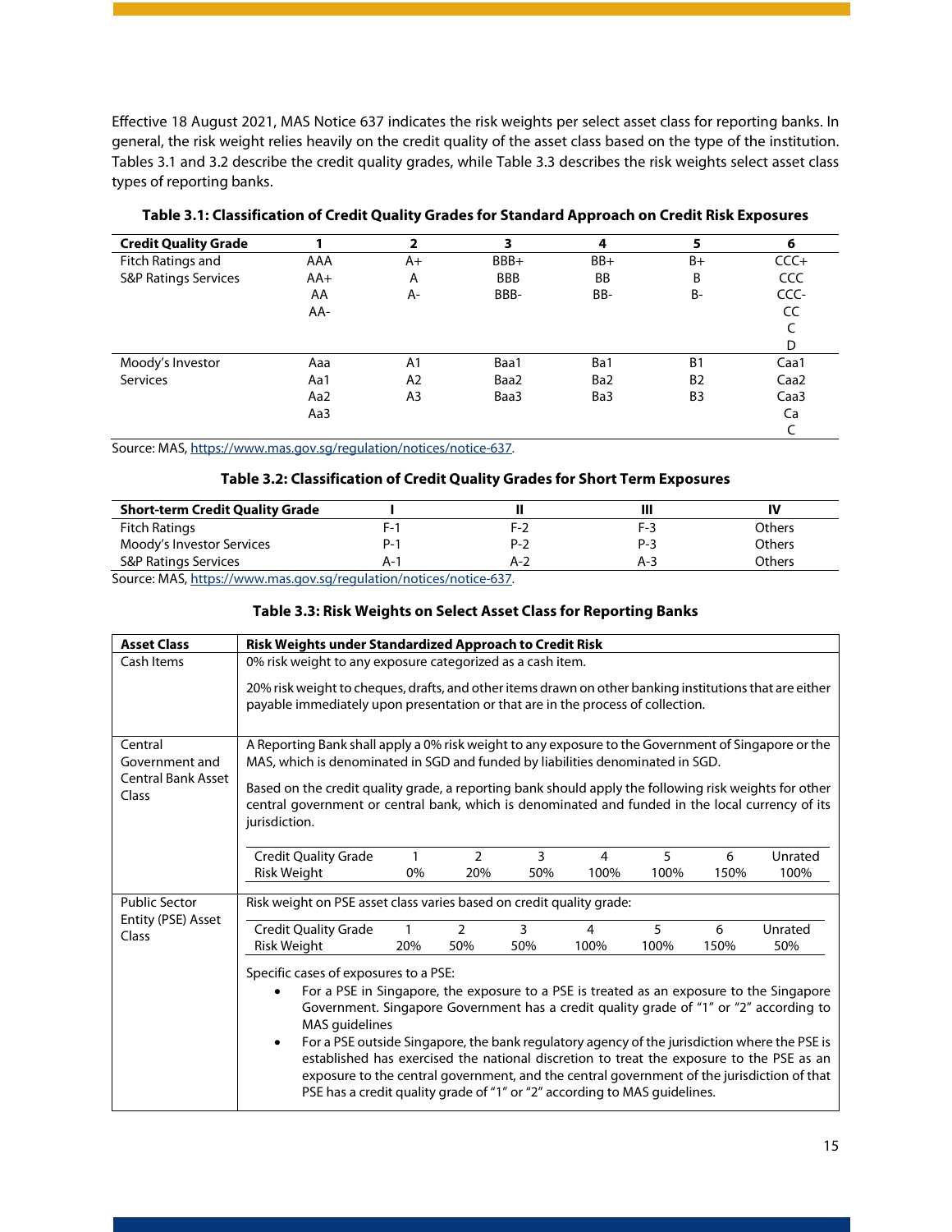Effective 18 August 2021, MAS Notice 637 indicates the risk weights per select asset class for reporting banks. In general, the risk weight relies heavily on the credit quality of the asset class based on the type of the institution. Tables 3.1 and 3.2 describe the credit quality grades, while Table 3.3 describes the risk weights select asset class types of reporting banks.

**Table 3.1: Classification of Credit Quality Grades for Standard Approach on Credit Risk Exposures**

| Credit Quality Grade | 1 | 2 | 3 | 4 | 5 | 6 |
|---|---|---|---|---|---|---|
| Fitch Ratings and S&P Ratings Services | AAA<br>AA+<br>AA<br>AA- | A+<br>A<br>A- | BBB+<br>BBB<br>BBB- | BB+<br>BB<br>BB- | B+<br>B<br>B- | CCC+<br>CCC<br>CCC-<br>CC<br>C<br>D |
| Moody's Investor Services | Aaa<br>Aa1<br>Aa2<br>Aa3 | A1<br>A2<br>A3 | Baa1<br>Baa2<br>Baa3 | Ba1<br>Ba2<br>Ba3 | B1<br>B2<br>B3 | Caa1<br>Caa2<br>Caa3<br>Ca<br>C |

Source: MAS, https://www.mas.gov.sg/regulation/notices/notice-637.

**Table 3.2: Classification of Credit Quality Grades for Short Term Exposures**

| Short-term Credit Quality Grade | I | II | III | IV |
|---|---|---|---|---|
| Fitch Ratings | F-1 | F-2 | F-3 | Others |
| Moody's Investor Services | P-1 | P-2 | P-3 | Others |
| S&P Ratings Services | A-1 | A-2 | A-3 | Others |

Source: MAS, https://www.mas.gov.sg/regulation/notices/notice-637.

**Table 3.3: Risk Weights on Select Asset Class for Reporting Banks**

| Asset Class | Risk Weights under Standardized Approach to Credit Risk |
|---|---|
| Cash Items | 0% risk weight to any exposure categorized as a cash item.<br><br>20% risk weight to cheques, drafts, and other items drawn on other banking institutions that are either payable immediately upon presentation or that are in the process of collection. |
| Central Government and Central Bank Asset Class | A Reporting Bank shall apply a 0% risk weight to any exposure to the Government of Singapore or the MAS, which is denominated in SGD and funded by liabilities denominated in SGD.<br><br>Based on the credit quality grade, a reporting bank should apply the following risk weights for other central government or central bank, which is denominated and funded in the local currency of its jurisdiction.<br><br>Credit Quality Grade: 1 – 0%; 2 – 20%; 3 – 50%; 4 – 100%; 5 – 100%; 6 – 150%; Unrated – 100% |
| Public Sector Entity (PSE) Asset Class | Risk weight on PSE asset class varies based on credit quality grade:<br><br>Credit Quality Grade: 1 – 20%; 2 – 50%; 3 – 50%; 4 – 100%; 5 – 100%; 6 – 150%; Unrated – 50%<br><br>Specific cases of exposures to a PSE:<br>• For a PSE in Singapore, the exposure to a PSE is treated as an exposure to the Singapore Government. Singapore Government has a credit quality grade of "1" or "2" according to MAS guidelines<br>• For a PSE outside Singapore, the bank regulatory agency of the jurisdiction where the PSE is established has exercised the national discretion to treat the exposure to the PSE as an exposure to the central government, and the central government of the jurisdiction of that PSE has a credit quality grade of "1" or "2" according to MAS guidelines. |

Central Government and Central Bank Asset Class risk weights:

| Credit Quality Grade | 1 | 2 | 3 | 4 | 5 | 6 | Unrated |
|---|---|---|---|---|---|---|---|
| Risk Weight | 0% | 20% | 50% | 100% | 100% | 150% | 100% |

Public Sector Entity (PSE) Asset Class risk weights:

| Credit Quality Grade | 1 | 2 | 3 | 4 | 5 | 6 | Unrated |
|---|---|---|---|---|---|---|---|
| Risk Weight | 20% | 50% | 50% | 100% | 100% | 150% | 50% |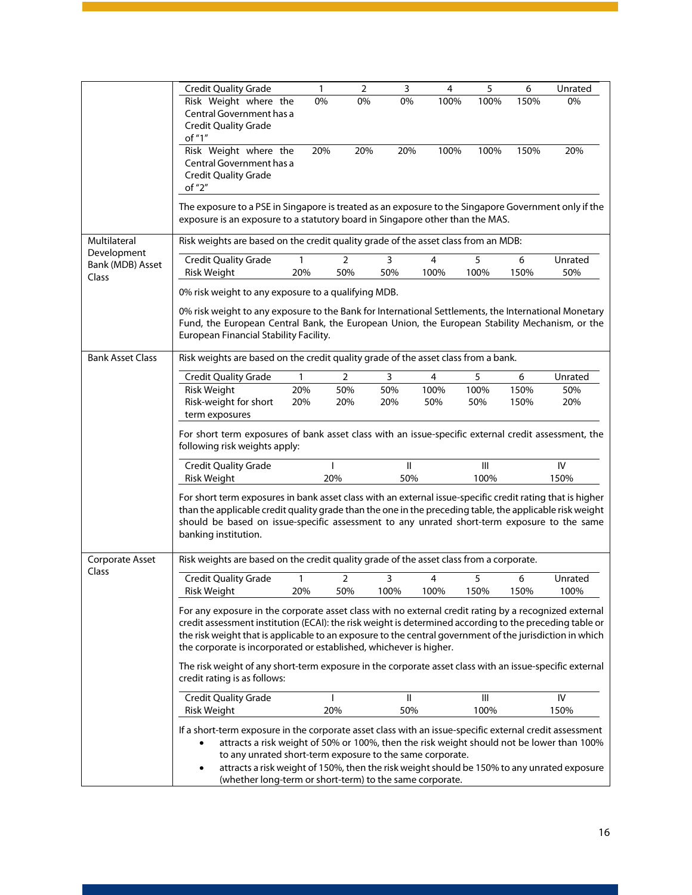| | |
|---|---|
| | Credit Quality Grade / Risk Weight:<br><br>\| Credit Quality Grade \| 1 \| 2 \| 3 \| 4 \| 5 \| 6 \| Unrated \|<br>\| Risk Weight where the Central Government has a Credit Quality Grade of "1" \| 0% \| 0% \| 0% \| 100% \| 100% \| 150% \| 0% \|<br>\| Risk Weight where the Central Government has a Credit Quality Grade of "2" \| 20% \| 20% \| 20% \| 100% \| 100% \| 150% \| 20% \|<br><br>The exposure to a PSE in Singapore is treated as an exposure to the Singapore Government only if the exposure is an exposure to a statutory board in Singapore other than the MAS. |
| Multilateral Development Bank (MDB) Asset Class | Risk weights are based on the credit quality grade of the asset class from an MDB:<br><br>\| Credit Quality Grade \| 1 \| 2 \| 3 \| 4 \| 5 \| 6 \| Unrated \|<br>\| Risk Weight \| 20% \| 50% \| 50% \| 100% \| 100% \| 150% \| 50% \|<br><br>0% risk weight to any exposure to a qualifying MDB.<br><br>0% risk weight to any exposure to the Bank for International Settlements, the International Monetary Fund, the European Central Bank, the European Union, the European Stability Mechanism, or the European Financial Stability Facility. |
| Bank Asset Class | Risk weights are based on the credit quality grade of the asset class from a bank.<br><br>\| Credit Quality Grade \| 1 \| 2 \| 3 \| 4 \| 5 \| 6 \| Unrated \|<br>\| Risk Weight \| 20% \| 50% \| 50% \| 100% \| 100% \| 150% \| 50% \|<br>\| Risk-weight for short term exposures \| 20% \| 20% \| 20% \| 50% \| 50% \| 150% \| 20% \|<br><br>For short term exposures of bank asset class with an issue-specific external credit assessment, the following risk weights apply:<br><br>\| Credit Quality Grade \| I \| II \| III \| IV \|<br>\| Risk Weight \| 20% \| 50% \| 100% \| 150% \|<br><br>For short term exposures in bank asset class with an external issue-specific credit rating that is higher than the applicable credit quality grade than the one in the preceding table, the applicable risk weight should be based on issue-specific assessment to any unrated short-term exposure to the same banking institution. |
| Corporate Asset Class | Risk weights are based on the credit quality grade of the asset class from a corporate.<br><br>\| Credit Quality Grade \| 1 \| 2 \| 3 \| 4 \| 5 \| 6 \| Unrated \|<br>\| Risk Weight \| 20% \| 50% \| 100% \| 100% \| 150% \| 150% \| 100% \|<br><br>For any exposure in the corporate asset class with no external credit rating by a recognized external credit assessment institution (ECAI): the risk weight is determined according to the preceding table or the risk weight that is applicable to an exposure to the central government of the jurisdiction in which the corporate is incorporated or established, whichever is higher.<br><br>The risk weight of any short-term exposure in the corporate asset class with an issue-specific external credit rating is as follows:<br><br>\| Credit Quality Grade \| I \| II \| III \| IV \|<br>\| Risk Weight \| 20% \| 50% \| 100% \| 150% \|<br><br>If a short-term exposure in the corporate asset class with an issue-specific external credit assessment<br>• attracts a risk weight of 50% or 100%, then the risk weight should not be lower than 100% to any unrated short-term exposure to the same corporate.<br>• attracts a risk weight of 150%, then the risk weight should be 150% to any unrated exposure (whether long-term or short-term) to the same corporate. |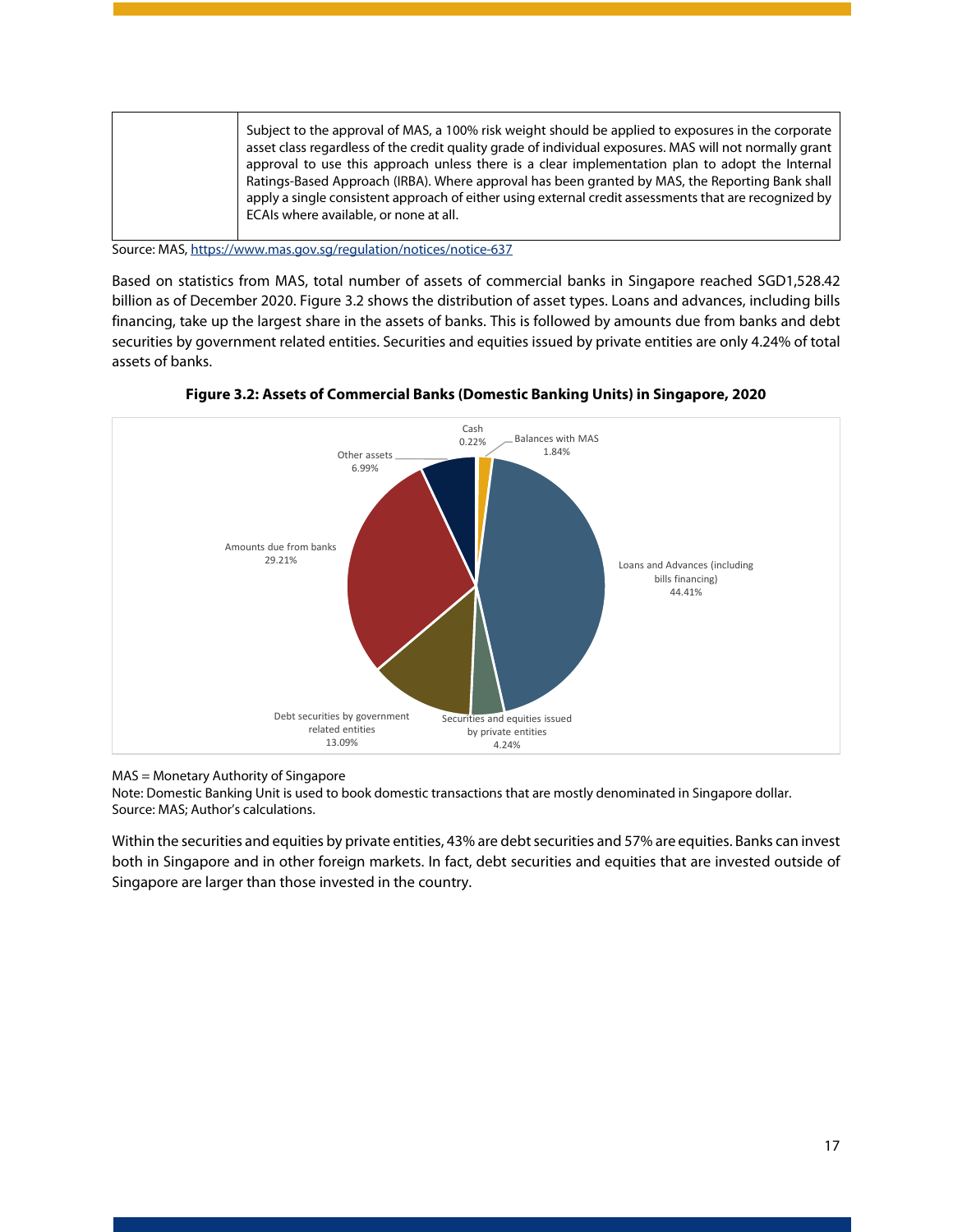| | Subject to the approval of MAS, a 100% risk weight should be applied to exposures in the corporate asset class regardless of the credit quality grade of individual exposures. MAS will not normally grant approval to use this approach unless there is a clear implementation plan to adopt the Internal Ratings-Based Approach (IRBA). Where approval has been granted by MAS, the Reporting Bank shall apply a single consistent approach of either using external credit assessments that are recognized by ECAIs where available, or none at all. |
|---|---|

Source: MAS, https://www.mas.gov.sg/regulation/notices/notice-637

Based on statistics from MAS, total number of assets of commercial banks in Singapore reached SGD1,528.42 billion as of December 2020. Figure 3.2 shows the distribution of asset types. Loans and advances, including bills financing, take up the largest share in the assets of banks. This is followed by amounts due from banks and debt securities by government related entities. Securities and equities issued by private entities are only 4.24% of total assets of banks.

**Figure 3.2: Assets of Commercial Banks (Domestic Banking Units) in Singapore, 2020**

Cash 0.22%
Balances with MAS 1.84%
Other assets 6.99%
Amounts due from banks 29.21%
Loans and Advances (including bills financing) 44.41%
Debt securities by government related entities 13.09%
Securities and equities issued by private entities 4.24%

MAS = Monetary Authority of Singapore
Note: Domestic Banking Unit is used to book domestic transactions that are mostly denominated in Singapore dollar.
Source: MAS; Author's calculations.

Within the securities and equities by private entities, 43% are debt securities and 57% are equities. Banks can invest both in Singapore and in other foreign markets. In fact, debt securities and equities that are invested outside of Singapore are larger than those invested in the country.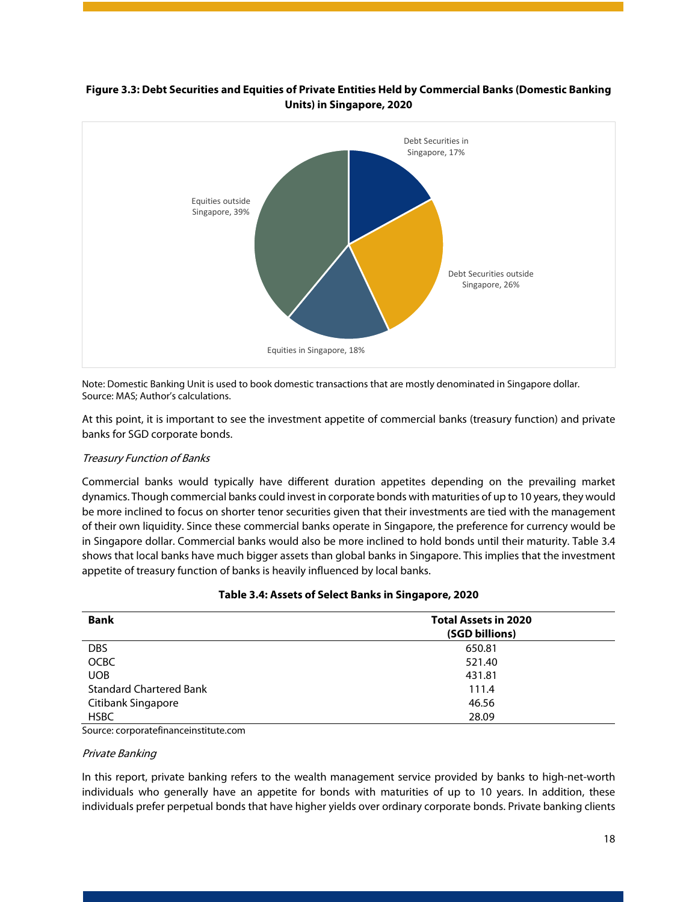**Figure 3.3: Debt Securities and Equities of Private Entities Held by Commercial Banks (Domestic Banking Units) in Singapore, 2020**

Debt Securities in Singapore, 17%
Debt Securities outside Singapore, 26%
Equities in Singapore, 18%
Equities outside Singapore, 39%

Note: Domestic Banking Unit is used to book domestic transactions that are mostly denominated in Singapore dollar.
Source: MAS; Author's calculations.

At this point, it is important to see the investment appetite of commercial banks (treasury function) and private banks for SGD corporate bonds.

*Treasury Function of Banks*

Commercial banks would typically have different duration appetites depending on the prevailing market dynamics. Though commercial banks could invest in corporate bonds with maturities of up to 10 years, they would be more inclined to focus on shorter tenor securities given that their investments are tied with the management of their own liquidity. Since these commercial banks operate in Singapore, the preference for currency would be in Singapore dollar. Commercial banks would also be more inclined to hold bonds until their maturity. Table 3.4 shows that local banks have much bigger assets than global banks in Singapore. This implies that the investment appetite of treasury function of banks is heavily influenced by local banks.

**Table 3.4: Assets of Select Banks in Singapore, 2020**

| Bank | Total Assets in 2020 (SGD billions) |
|---|---|
| DBS | 650.81 |
| OCBC | 521.40 |
| UOB | 431.81 |
| Standard Chartered Bank | 111.4 |
| Citibank Singapore | 46.56 |
| HSBC | 28.09 |

Source: corporatefinanceinstitute.com

*Private Banking*

In this report, private banking refers to the wealth management service provided by banks to high-net-worth individuals who generally have an appetite for bonds with maturities of up to 10 years. In addition, these individuals prefer perpetual bonds that have higher yields over ordinary corporate bonds. Private banking clients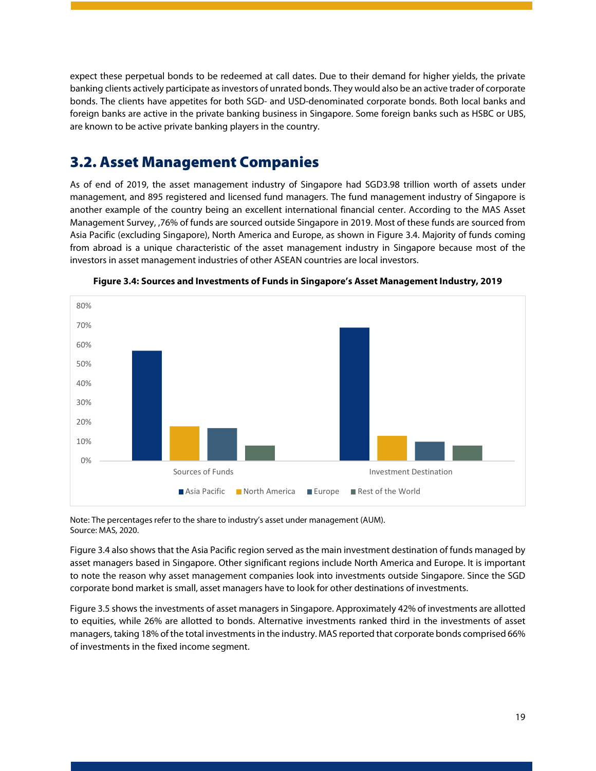expect these perpetual bonds to be redeemed at call dates. Due to their demand for higher yields, the private banking clients actively participate as investors of unrated bonds. They would also be an active trader of corporate bonds. The clients have appetites for both SGD- and USD-denominated corporate bonds. Both local banks and foreign banks are active in the private banking business in Singapore. Some foreign banks such as HSBC or UBS, are known to be active private banking players in the country.

## 3.2. Asset Management Companies

As of end of 2019, the asset management industry of Singapore had SGD3.98 trillion worth of assets under management, and 895 registered and licensed fund managers. The fund management industry of Singapore is another example of the country being an excellent international financial center. According to the MAS Asset Management Survey, ,76% of funds are sourced outside Singapore in 2019. Most of these funds are sourced from Asia Pacific (excluding Singapore), North America and Europe, as shown in Figure 3.4. Majority of funds coming from abroad is a unique characteristic of the asset management industry in Singapore because most of the investors in asset management industries of other ASEAN countries are local investors.

**Figure 3.4: Sources and Investments of Funds in Singapore's Asset Management Industry, 2019**

Note: The percentages refer to the share to industry's asset under management (AUM).
Source: MAS, 2020.

Figure 3.4 also shows that the Asia Pacific region served as the main investment destination of funds managed by asset managers based in Singapore. Other significant regions include North America and Europe. It is important to note the reason why asset management companies look into investments outside Singapore. Since the SGD corporate bond market is small, asset managers have to look for other destinations of investments.

Figure 3.5 shows the investments of asset managers in Singapore. Approximately 42% of investments are allotted to equities, while 26% are allotted to bonds. Alternative investments ranked third in the investments of asset managers, taking 18% of the total investments in the industry. MAS reported that corporate bonds comprised 66% of investments in the fixed income segment.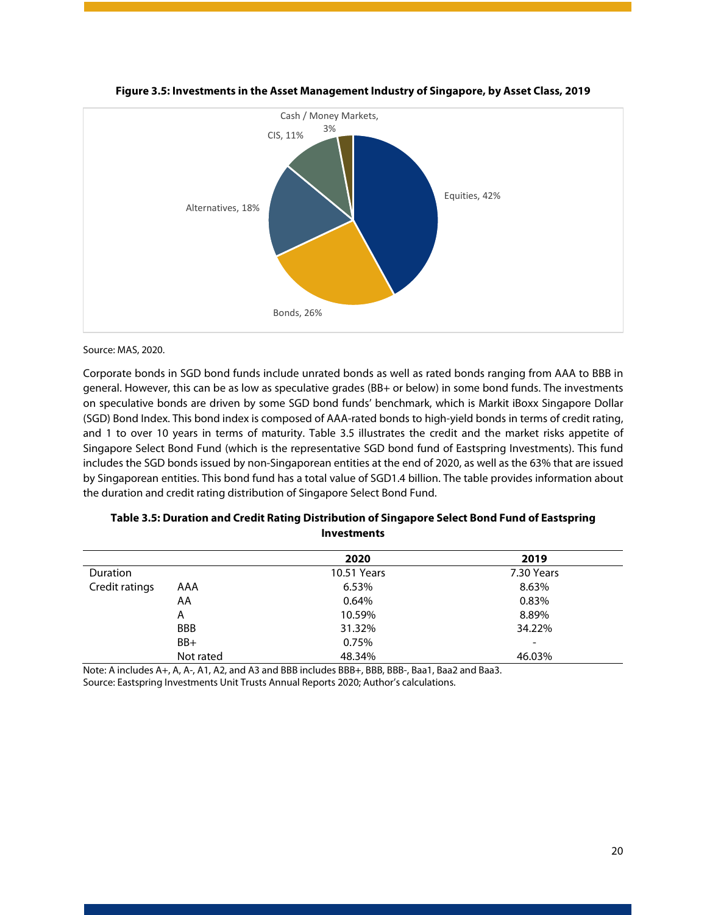**Figure 3.5: Investments in the Asset Management Industry of Singapore, by Asset Class, 2019**

Cash / Money Markets, 3%

CIS, 11%

Alternatives, 18%

Equities, 42%

Bonds, 26%

Source: MAS, 2020.

Corporate bonds in SGD bond funds include unrated bonds as well as rated bonds ranging from AAA to BBB in general. However, this can be as low as speculative grades (BB+ or below) in some bond funds. The investments on speculative bonds are driven by some SGD bond funds' benchmark, which is Markit iBoxx Singapore Dollar (SGD) Bond Index. This bond index is composed of AAA-rated bonds to high-yield bonds in terms of credit rating, and 1 to over 10 years in terms of maturity. Table 3.5 illustrates the credit and the market risks appetite of Singapore Select Bond Fund (which is the representative SGD bond fund of Eastspring Investments). This fund includes the SGD bonds issued by non-Singaporean entities at the end of 2020, as well as the 63% that are issued by Singaporean entities. This bond fund has a total value of SGD1.4 billion. The table provides information about the duration and credit rating distribution of Singapore Select Bond Fund.

**Table 3.5: Duration and Credit Rating Distribution of Singapore Select Bond Fund of Eastspring Investments**

| | | 2020 | 2019 |
|---|---|---|---|
| Duration | | 10.51 Years | 7.30 Years |
| Credit ratings | AAA | 6.53% | 8.63% |
| | AA | 0.64% | 0.83% |
| | A | 10.59% | 8.89% |
| | BBB | 31.32% | 34.22% |
| | BB+ | 0.75% | - |
| | Not rated | 48.34% | 46.03% |

Note: A includes A+, A, A-, A1, A2, and A3 and BBB includes BBB+, BBB, BBB-, Baa1, Baa2 and Baa3.
Source: Eastspring Investments Unit Trusts Annual Reports 2020; Author's calculations.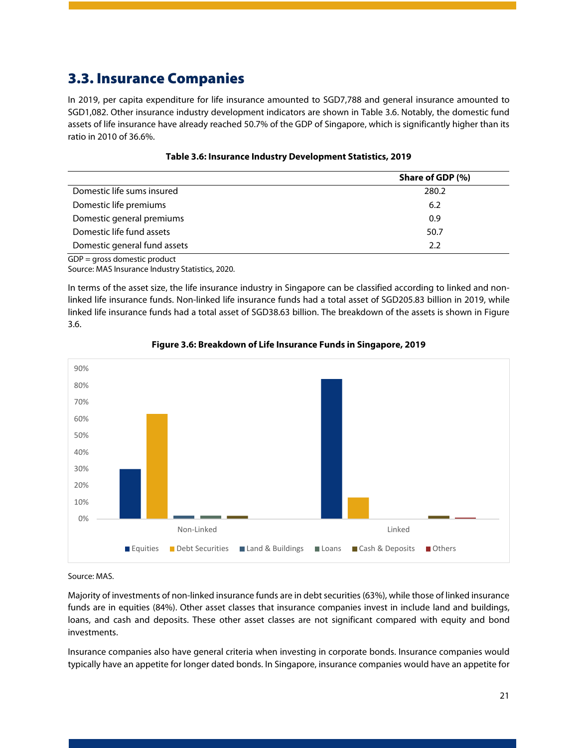## 3.3. Insurance Companies

In 2019, per capita expenditure for life insurance amounted to SGD7,788 and general insurance amounted to SGD1,082. Other insurance industry development indicators are shown in Table 3.6. Notably, the domestic fund assets of life insurance have already reached 50.7% of the GDP of Singapore, which is significantly higher than its ratio in 2010 of 36.6%.

**Table 3.6: Insurance Industry Development Statistics, 2019**

| | Share of GDP (%) |
|---|---|
| Domestic life sums insured | 280.2 |
| Domestic life premiums | 6.2 |
| Domestic general premiums | 0.9 |
| Domestic life fund assets | 50.7 |
| Domestic general fund assets | 2.2 |

GDP = gross domestic product
Source: MAS Insurance Industry Statistics, 2020.

In terms of the asset size, the life insurance industry in Singapore can be classified according to linked and non-linked life insurance funds. Non-linked life insurance funds had a total asset of SGD205.83 billion in 2019, while linked life insurance funds had a total asset of SGD38.63 billion. The breakdown of the assets is shown in Figure 3.6.

**Figure 3.6: Breakdown of Life Insurance Funds in Singapore, 2019**

Source: MAS.

Majority of investments of non-linked insurance funds are in debt securities (63%), while those of linked insurance funds are in equities (84%). Other asset classes that insurance companies invest in include land and buildings, loans, and cash and deposits. These other asset classes are not significant compared with equity and bond investments.

Insurance companies also have general criteria when investing in corporate bonds. Insurance companies would typically have an appetite for longer dated bonds. In Singapore, insurance companies would have an appetite for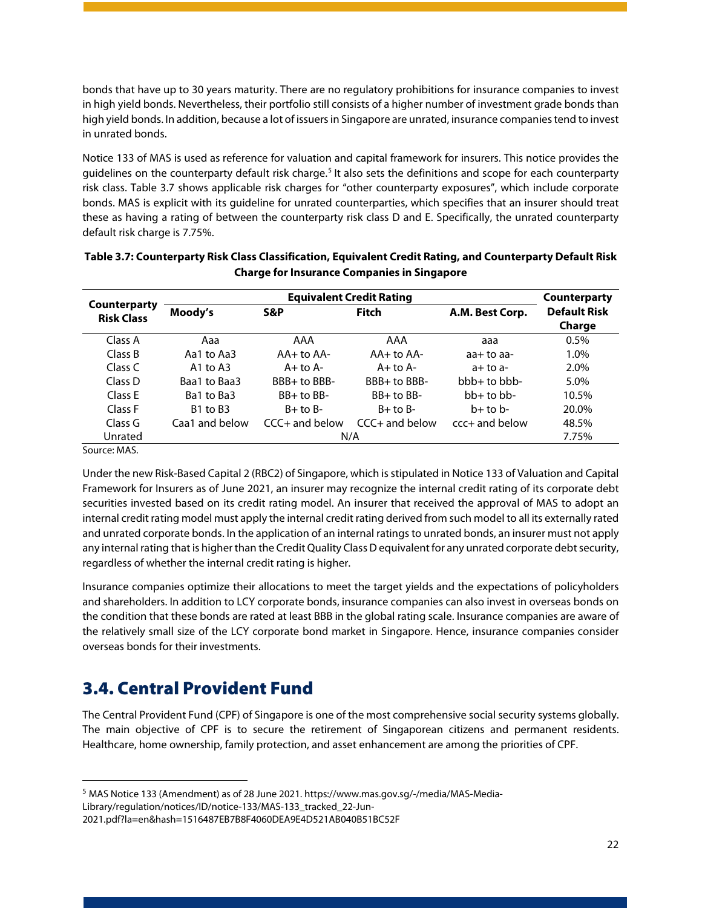bonds that have up to 30 years maturity. There are no regulatory prohibitions for insurance companies to invest in high yield bonds. Nevertheless, their portfolio still consists of a higher number of investment grade bonds than high yield bonds. In addition, because a lot of issuers in Singapore are unrated, insurance companies tend to invest in unrated bonds.

Notice 133 of MAS is used as reference for valuation and capital framework for insurers. This notice provides the guidelines on the counterparty default risk charge.[5] It also sets the definitions and scope for each counterparty risk class. Table 3.7 shows applicable risk charges for "other counterparty exposures", which include corporate bonds. MAS is explicit with its guideline for unrated counterparties, which specifies that an insurer should treat these as having a rating of between the counterparty risk class D and E. Specifically, the unrated counterparty default risk charge is 7.75%.

**Table 3.7: Counterparty Risk Class Classification, Equivalent Credit Rating, and Counterparty Default Risk Charge for Insurance Companies in Singapore**

| Counterparty Risk Class | Equivalent Credit Rating | | | | Counterparty Default Risk Charge |
|---|---|---|---|---|---|
| | Moody's | S&P | Fitch | A.M. Best Corp. | |
| Class A | Aaa | AAA | AAA | aaa | 0.5% |
| Class B | Aa1 to Aa3 | AA+ to AA- | AA+ to AA- | aa+ to aa- | 1.0% |
| Class C | A1 to A3 | A+ to A- | A+ to A- | a+ to a- | 2.0% |
| Class D | Baa1 to Baa3 | BBB+ to BBB- | BBB+ to BBB- | bbb+ to bbb- | 5.0% |
| Class E | Ba1 to Ba3 | BB+ to BB- | BB+ to BB- | bb+ to bb- | 10.5% |
| Class F | B1 to B3 | B+ to B- | B+ to B- | b+ to b- | 20.0% |
| Class G | Caa1 and below | CCC+ and below | CCC+ and below | ccc+ and below | 48.5% |
| Unrated | N/A | | | | 7.75% |

Source: MAS.

Under the new Risk-Based Capital 2 (RBC2) of Singapore, which is stipulated in Notice 133 of Valuation and Capital Framework for Insurers as of June 2021, an insurer may recognize the internal credit rating of its corporate debt securities invested based on its credit rating model. An insurer that received the approval of MAS to adopt an internal credit rating model must apply the internal credit rating derived from such model to all its externally rated and unrated corporate bonds. In the application of an internal ratings to unrated bonds, an insurer must not apply any internal rating that is higher than the Credit Quality Class D equivalent for any unrated corporate debt security, regardless of whether the internal credit rating is higher.

Insurance companies optimize their allocations to meet the target yields and the expectations of policyholders and shareholders. In addition to LCY corporate bonds, insurance companies can also invest in overseas bonds on the condition that these bonds are rated at least BBB in the global rating scale. Insurance companies are aware of the relatively small size of the LCY corporate bond market in Singapore. Hence, insurance companies consider overseas bonds for their investments.

## 3.4. Central Provident Fund

The Central Provident Fund (CPF) of Singapore is one of the most comprehensive social security systems globally. The main objective of CPF is to secure the retirement of Singaporean citizens and permanent residents. Healthcare, home ownership, family protection, and asset enhancement are among the priorities of CPF.

---

[5] MAS Notice 133 (Amendment) as of 28 June 2021. https://www.mas.gov.sg/-/media/MAS-Media-Library/regulation/notices/ID/notice-133/MAS-133_tracked_22-Jun-2021.pdf?la=en&hash=1516487EB7B8F4060DEA9E4D521AB040B51BC52F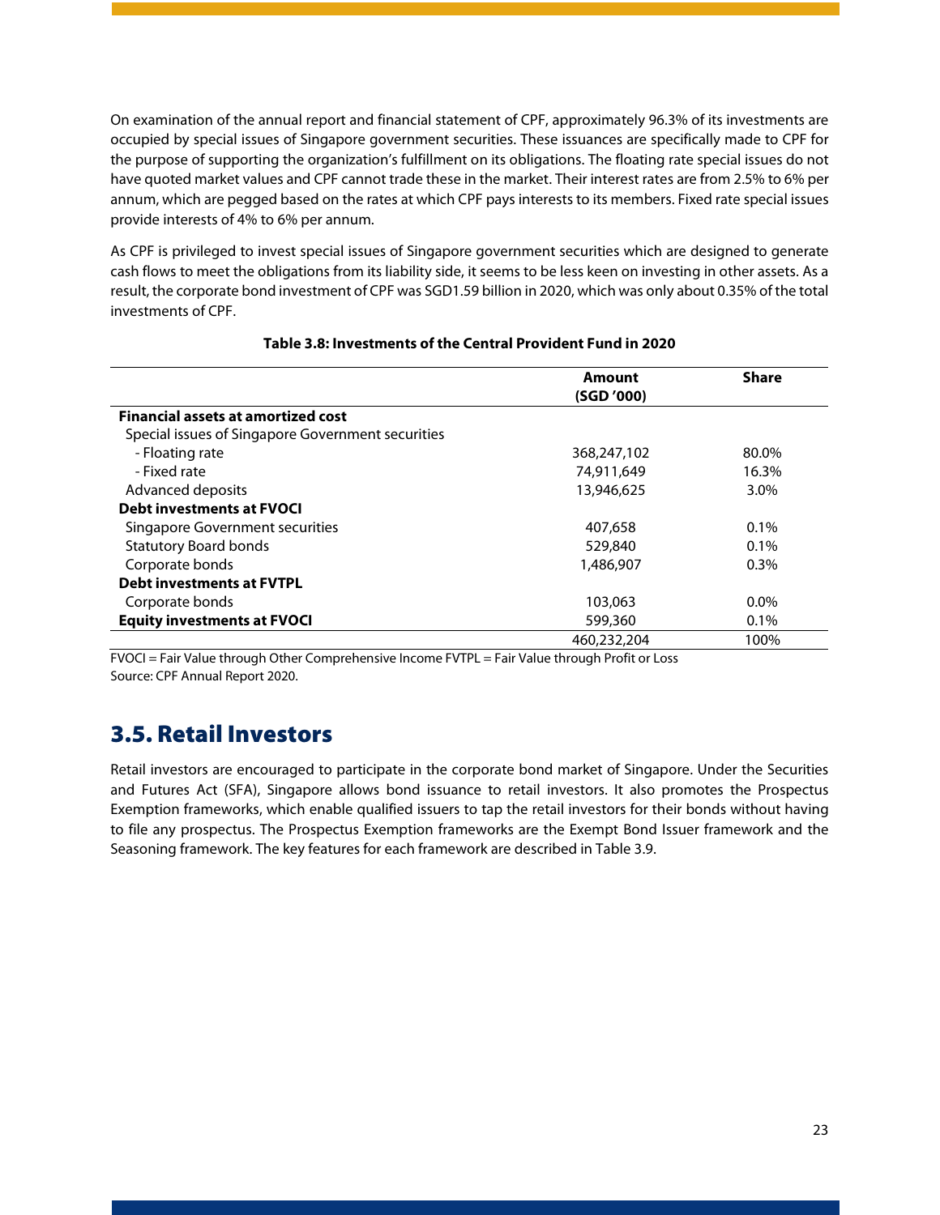On examination of the annual report and financial statement of CPF, approximately 96.3% of its investments are occupied by special issues of Singapore government securities. These issuances are specifically made to CPF for the purpose of supporting the organization's fulfillment on its obligations. The floating rate special issues do not have quoted market values and CPF cannot trade these in the market. Their interest rates are from 2.5% to 6% per annum, which are pegged based on the rates at which CPF pays interests to its members. Fixed rate special issues provide interests of 4% to 6% per annum.

As CPF is privileged to invest special issues of Singapore government securities which are designed to generate cash flows to meet the obligations from its liability side, it seems to be less keen on investing in other assets. As a result, the corporate bond investment of CPF was SGD1.59 billion in 2020, which was only about 0.35% of the total investments of CPF.

**Table 3.8: Investments of the Central Provident Fund in 2020**

| | Amount (SGD '000) | Share |
|---|---|---|
| **Financial assets at amortized cost** | | |
| Special issues of Singapore Government securities | | |
| - Floating rate | 368,247,102 | 80.0% |
| - Fixed rate | 74,911,649 | 16.3% |
| Advanced deposits | 13,946,625 | 3.0% |
| **Debt investments at FVOCI** | | |
| Singapore Government securities | 407,658 | 0.1% |
| Statutory Board bonds | 529,840 | 0.1% |
| Corporate bonds | 1,486,907 | 0.3% |
| **Debt investments at FVTPL** | | |
| Corporate bonds | 103,063 | 0.0% |
| **Equity investments at FVOCI** | 599,360 | 0.1% |
| | 460,232,204 | 100% |

FVOCI = Fair Value through Other Comprehensive Income FVTPL = Fair Value through Profit or Loss
Source: CPF Annual Report 2020.

## 3.5. Retail Investors

Retail investors are encouraged to participate in the corporate bond market of Singapore. Under the Securities and Futures Act (SFA), Singapore allows bond issuance to retail investors. It also promotes the Prospectus Exemption frameworks, which enable qualified issuers to tap the retail investors for their bonds without having to file any prospectus. The Prospectus Exemption frameworks are the Exempt Bond Issuer framework and the Seasoning framework. The key features for each framework are described in Table 3.9.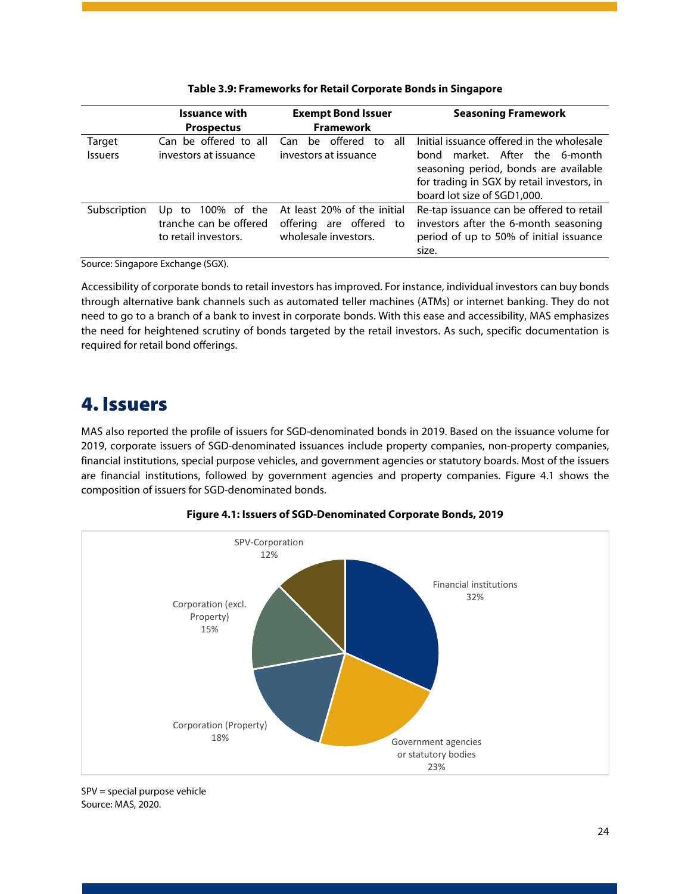**Table 3.9: Frameworks for Retail Corporate Bonds in Singapore**

| | Issuance with Prospectus | Exempt Bond Issuer Framework | Seasoning Framework |
|---|---|---|---|
| Target Issuers | Can be offered to all investors at issuance | Can be offered to all investors at issuance | Initial issuance offered in the wholesale bond market. After the 6-month seasoning period, bonds are available for trading in SGX by retail investors, in board lot size of SGD1,000. |
| Subscription | Up to 100% of the tranche can be offered to retail investors. | At least 20% of the initial offering are offered to wholesale investors. | Re-tap issuance can be offered to retail investors after the 6-month seasoning period of up to 50% of initial issuance size. |

Source: Singapore Exchange (SGX).

Accessibility of corporate bonds to retail investors has improved. For instance, individual investors can buy bonds through alternative bank channels such as automated teller machines (ATMs) or internet banking. They do not need to go to a branch of a bank to invest in corporate bonds. With this ease and accessibility, MAS emphasizes the need for heightened scrutiny of bonds targeted by the retail investors. As such, specific documentation is required for retail bond offerings.

# 4. Issuers

MAS also reported the profile of issuers for SGD-denominated bonds in 2019. Based on the issuance volume for 2019, corporate issuers of SGD-denominated issuances include property companies, non-property companies, financial institutions, special purpose vehicles, and government agencies or statutory boards. Most of the issuers are financial institutions, followed by government agencies and property companies. Figure 4.1 shows the composition of issuers for SGD-denominated bonds.

**Figure 4.1: Issuers of SGD-Denominated Corporate Bonds, 2019**

| Issuer | Share |
|---|---|
| Financial institutions | 32% |
| Government agencies or statutory bodies | 23% |
| Corporation (Property) | 18% |
| Corporation (excl. Property) | 15% |
| SPV-Corporation | 12% |

SPV = special purpose vehicle
Source: MAS, 2020.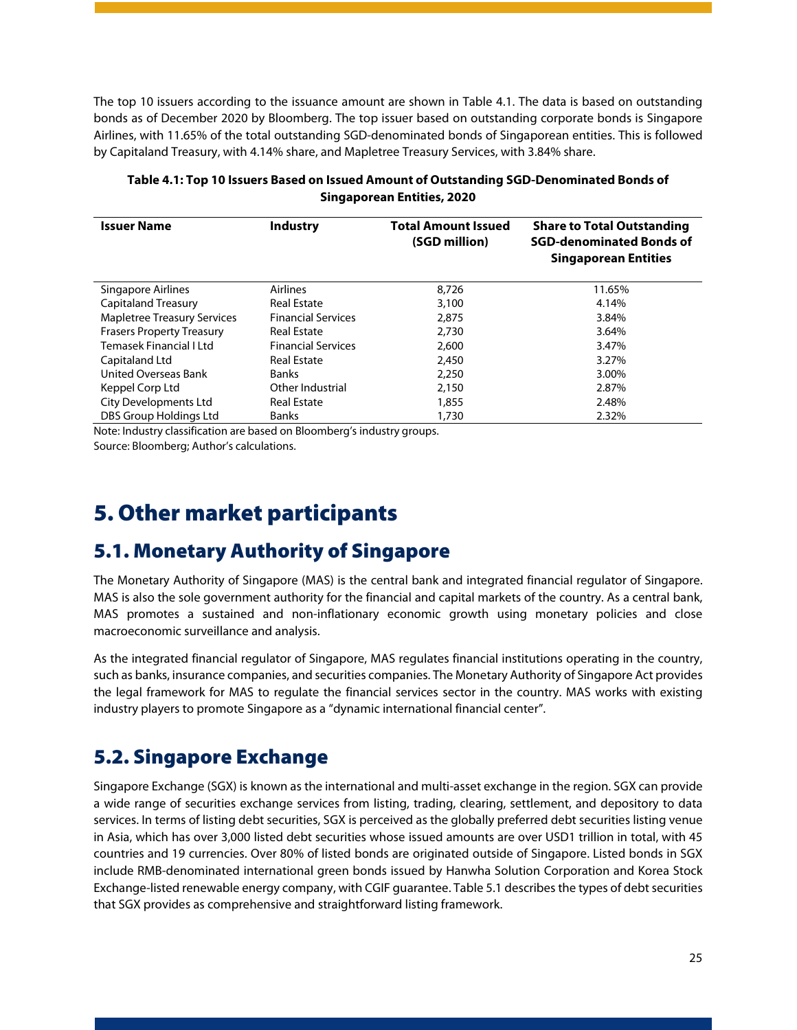The top 10 issuers according to the issuance amount are shown in Table 4.1. The data is based on outstanding bonds as of December 2020 by Bloomberg. The top issuer based on outstanding corporate bonds is Singapore Airlines, with 11.65% of the total outstanding SGD-denominated bonds of Singaporean entities. This is followed by Capitaland Treasury, with 4.14% share, and Mapletree Treasury Services, with 3.84% share.

**Table 4.1: Top 10 Issuers Based on Issued Amount of Outstanding SGD-Denominated Bonds of Singaporean Entities, 2020**

| Issuer Name | Industry | Total Amount Issued (SGD million) | Share to Total Outstanding SGD-denominated Bonds of Singaporean Entities |
|---|---|---|---|
| Singapore Airlines | Airlines | 8,726 | 11.65% |
| Capitaland Treasury | Real Estate | 3,100 | 4.14% |
| Mapletree Treasury Services | Financial Services | 2,875 | 3.84% |
| Frasers Property Treasury | Real Estate | 2,730 | 3.64% |
| Temasek Financial I Ltd | Financial Services | 2,600 | 3.47% |
| Capitaland Ltd | Real Estate | 2,450 | 3.27% |
| United Overseas Bank | Banks | 2,250 | 3.00% |
| Keppel Corp Ltd | Other Industrial | 2,150 | 2.87% |
| City Developments Ltd | Real Estate | 1,855 | 2.48% |
| DBS Group Holdings Ltd | Banks | 1,730 | 2.32% |

Note: Industry classification are based on Bloomberg's industry groups.

Source: Bloomberg; Author's calculations.

# 5. Other market participants

## 5.1. Monetary Authority of Singapore

The Monetary Authority of Singapore (MAS) is the central bank and integrated financial regulator of Singapore. MAS is also the sole government authority for the financial and capital markets of the country. As a central bank, MAS promotes a sustained and non-inflationary economic growth using monetary policies and close macroeconomic surveillance and analysis.

As the integrated financial regulator of Singapore, MAS regulates financial institutions operating in the country, such as banks, insurance companies, and securities companies. The Monetary Authority of Singapore Act provides the legal framework for MAS to regulate the financial services sector in the country. MAS works with existing industry players to promote Singapore as a "dynamic international financial center".

## 5.2. Singapore Exchange

Singapore Exchange (SGX) is known as the international and multi-asset exchange in the region. SGX can provide a wide range of securities exchange services from listing, trading, clearing, settlement, and depository to data services. In terms of listing debt securities, SGX is perceived as the globally preferred debt securities listing venue in Asia, which has over 3,000 listed debt securities whose issued amounts are over USD1 trillion in total, with 45 countries and 19 currencies. Over 80% of listed bonds are originated outside of Singapore. Listed bonds in SGX include RMB-denominated international green bonds issued by Hanwha Solution Corporation and Korea Stock Exchange-listed renewable energy company, with CGIF guarantee. Table 5.1 describes the types of debt securities that SGX provides as comprehensive and straightforward listing framework.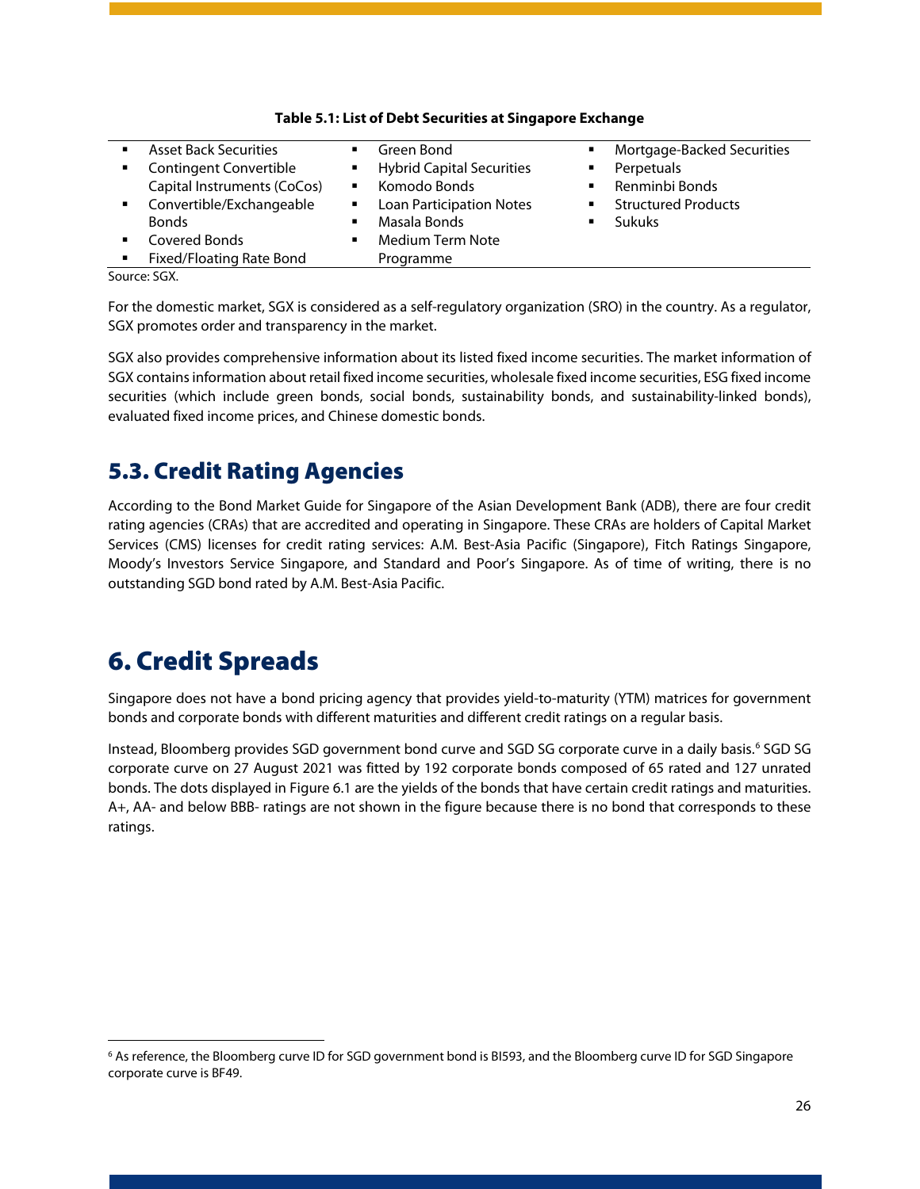**Table 5.1: List of Debt Securities at Singapore Exchange**

| | | |
|---|---|---|
| ▪ Asset Back Securities | ▪ Green Bond | ▪ Mortgage-Backed Securities |
| ▪ Contingent Convertible Capital Instruments (CoCos) | ▪ Hybrid Capital Securities | ▪ Perpetuals |
| ▪ Convertible/Exchangeable Bonds | ▪ Komodo Bonds | ▪ Renminbi Bonds |
| ▪ Covered Bonds | ▪ Loan Participation Notes | ▪ Structured Products |
| ▪ Fixed/Floating Rate Bond | ▪ Masala Bonds | ▪ Sukuks |
| | ▪ Medium Term Note Programme | |

Source: SGX.

For the domestic market, SGX is considered as a self-regulatory organization (SRO) in the country. As a regulator, SGX promotes order and transparency in the market.

SGX also provides comprehensive information about its listed fixed income securities. The market information of SGX contains information about retail fixed income securities, wholesale fixed income securities, ESG fixed income securities (which include green bonds, social bonds, sustainability bonds, and sustainability-linked bonds), evaluated fixed income prices, and Chinese domestic bonds.

## 5.3. Credit Rating Agencies

According to the Bond Market Guide for Singapore of the Asian Development Bank (ADB), there are four credit rating agencies (CRAs) that are accredited and operating in Singapore. These CRAs are holders of Capital Market Services (CMS) licenses for credit rating services: A.M. Best-Asia Pacific (Singapore), Fitch Ratings Singapore, Moody's Investors Service Singapore, and Standard and Poor's Singapore. As of time of writing, there is no outstanding SGD bond rated by A.M. Best-Asia Pacific.

# 6. Credit Spreads

Singapore does not have a bond pricing agency that provides yield-to-maturity (YTM) matrices for government bonds and corporate bonds with different maturities and different credit ratings on a regular basis.

Instead, Bloomberg provides SGD government bond curve and SGD SG corporate curve in a daily basis.[6] SGD SG corporate curve on 27 August 2021 was fitted by 192 corporate bonds composed of 65 rated and 127 unrated bonds. The dots displayed in Figure 6.1 are the yields of the bonds that have certain credit ratings and maturities. A+, AA- and below BBB- ratings are not shown in the figure because there is no bond that corresponds to these ratings.

[6] As reference, the Bloomberg curve ID for SGD government bond is BI593, and the Bloomberg curve ID for SGD Singapore corporate curve is BF49.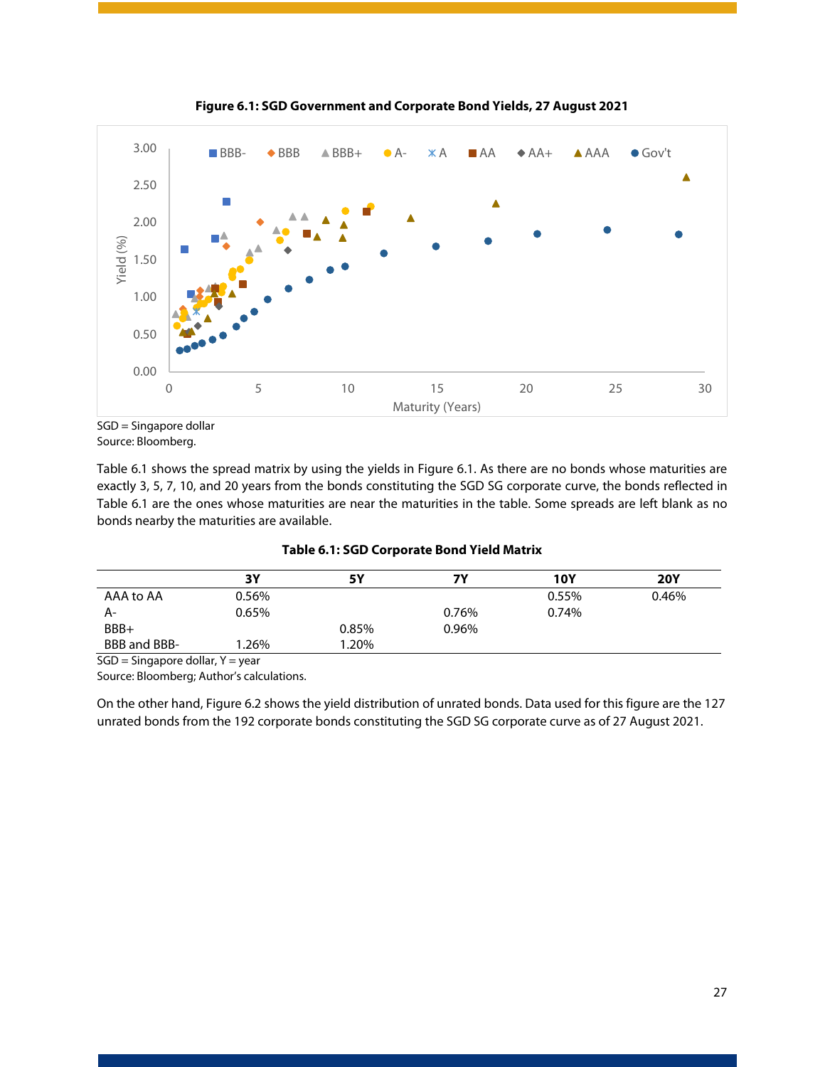**Figure 6.1: SGD Government and Corporate Bond Yields, 27 August 2021**

SGD = Singapore dollar
Source: Bloomberg.

Table 6.1 shows the spread matrix by using the yields in Figure 6.1. As there are no bonds whose maturities are exactly 3, 5, 7, 10, and 20 years from the bonds constituting the SGD SG corporate curve, the bonds reflected in Table 6.1 are the ones whose maturities are near the maturities in the table. Some spreads are left blank as no bonds nearby the maturities are available.

**Table 6.1: SGD Corporate Bond Yield Matrix**

| | 3Y | 5Y | 7Y | 10Y | 20Y |
|---|---|---|---|---|---|
| AAA to AA | 0.56% | | | 0.55% | 0.46% |
| A- | 0.65% | | 0.76% | 0.74% | |
| BBB+ | | 0.85% | 0.96% | | |
| BBB and BBB- | 1.26% | 1.20% | | | |

SGD = Singapore dollar, Y = year
Source: Bloomberg; Author's calculations.

On the other hand, Figure 6.2 shows the yield distribution of unrated bonds. Data used for this figure are the 127 unrated bonds from the 192 corporate bonds constituting the SGD SG corporate curve as of 27 August 2021.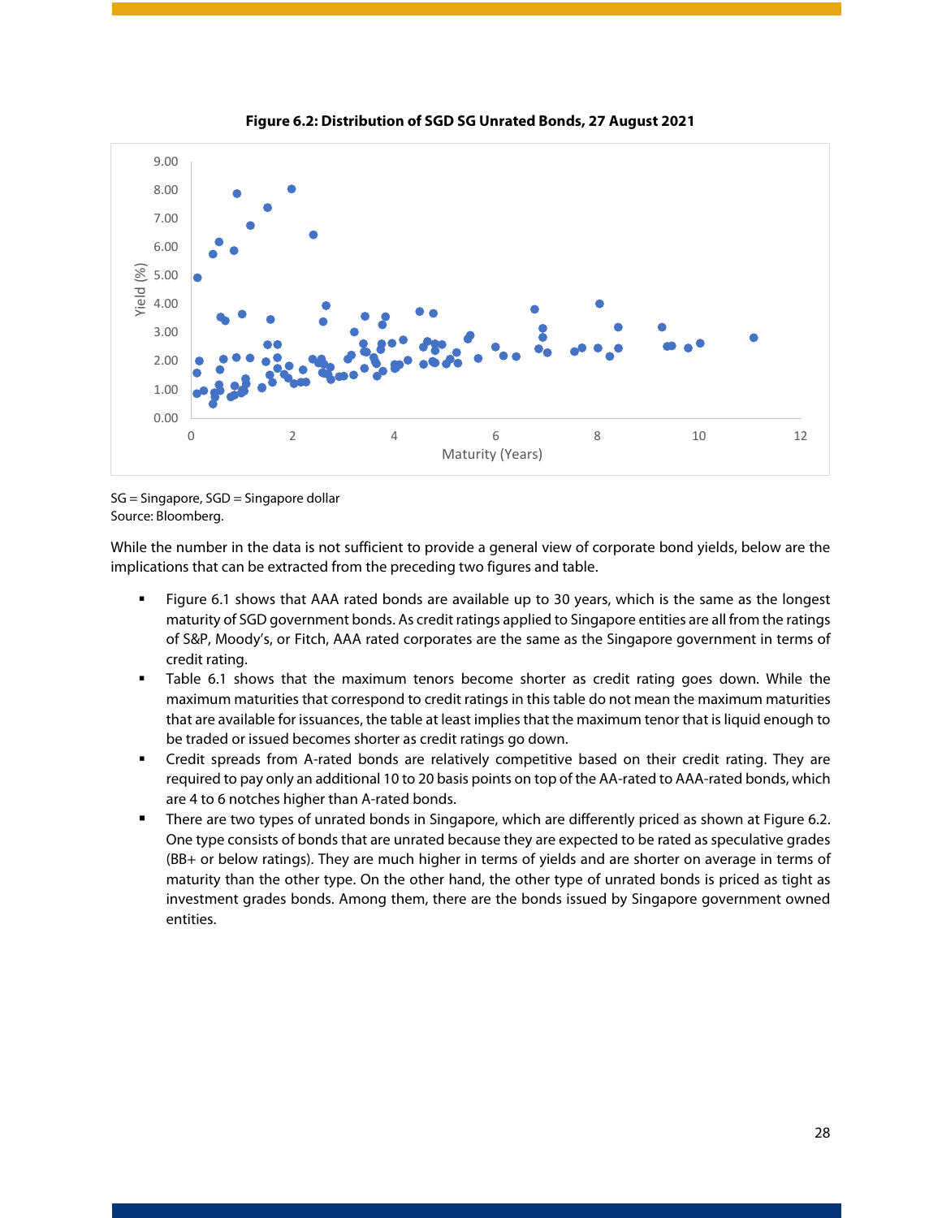**Figure 6.2: Distribution of SGD SG Unrated Bonds, 27 August 2021**

SG = Singapore, SGD = Singapore dollar

Source: Bloomberg.

While the number in the data is not sufficient to provide a general view of corporate bond yields, below are the implications that can be extracted from the preceding two figures and table.

- Figure 6.1 shows that AAA rated bonds are available up to 30 years, which is the same as the longest maturity of SGD government bonds. As credit ratings applied to Singapore entities are all from the ratings of S&P, Moody's, or Fitch, AAA rated corporates are the same as the Singapore government in terms of credit rating.
- Table 6.1 shows that the maximum tenors become shorter as credit rating goes down. While the maximum maturities that correspond to credit ratings in this table do not mean the maximum maturities that are available for issuances, the table at least implies that the maximum tenor that is liquid enough to be traded or issued becomes shorter as credit ratings go down.
- Credit spreads from A-rated bonds are relatively competitive based on their credit rating. They are required to pay only an additional 10 to 20 basis points on top of the AA-rated to AAA-rated bonds, which are 4 to 6 notches higher than A-rated bonds.
- There are two types of unrated bonds in Singapore, which are differently priced as shown at Figure 6.2. One type consists of bonds that are unrated because they are expected to be rated as speculative grades (BB+ or below ratings). They are much higher in terms of yields and are shorter on average in terms of maturity than the other type. On the other hand, the other type of unrated bonds is priced as tight as investment grades bonds. Among them, there are the bonds issued by Singapore government owned entities.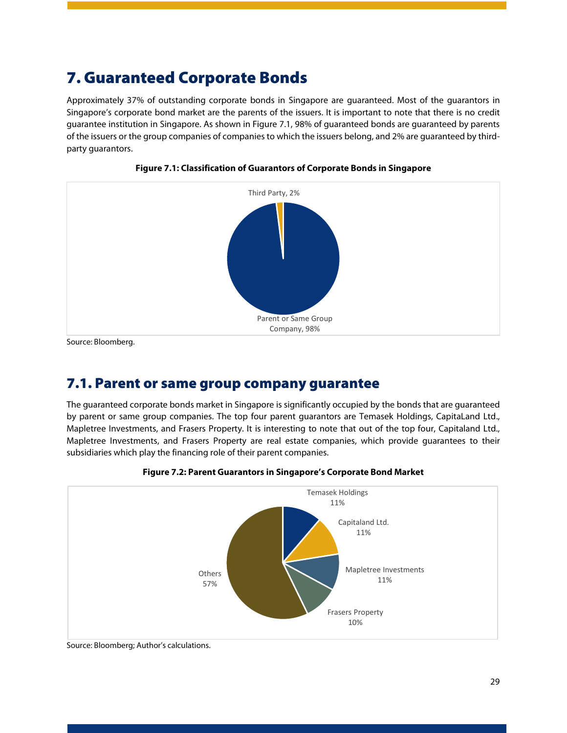# 7. Guaranteed Corporate Bonds

Approximately 37% of outstanding corporate bonds in Singapore are guaranteed. Most of the guarantors in Singapore's corporate bond market are the parents of the issuers. It is important to note that there is no credit guarantee institution in Singapore. As shown in Figure 7.1, 98% of guaranteed bonds are guaranteed by parents of the issuers or the group companies of companies to which the issuers belong, and 2% are guaranteed by third-party guarantors.

**Figure 7.1: Classification of Guarantors of Corporate Bonds in Singapore**

Third Party, 2%

Parent or Same Group Company, 98%

Source: Bloomberg.

## 7.1. Parent or same group company guarantee

The guaranteed corporate bonds market in Singapore is significantly occupied by the bonds that are guaranteed by parent or same group companies. The top four parent guarantors are Temasek Holdings, CapitaLand Ltd., Mapletree Investments, and Frasers Property. It is interesting to note that out of the top four, Capitaland Ltd., Mapletree Investments, and Frasers Property are real estate companies, which provide guarantees to their subsidiaries which play the financing role of their parent companies.

**Figure 7.2: Parent Guarantors in Singapore's Corporate Bond Market**

Temasek Holdings 11%

Capitaland Ltd. 11%

Mapletree Investments 11%

Frasers Property 10%

Others 57%

Source: Bloomberg; Author's calculations.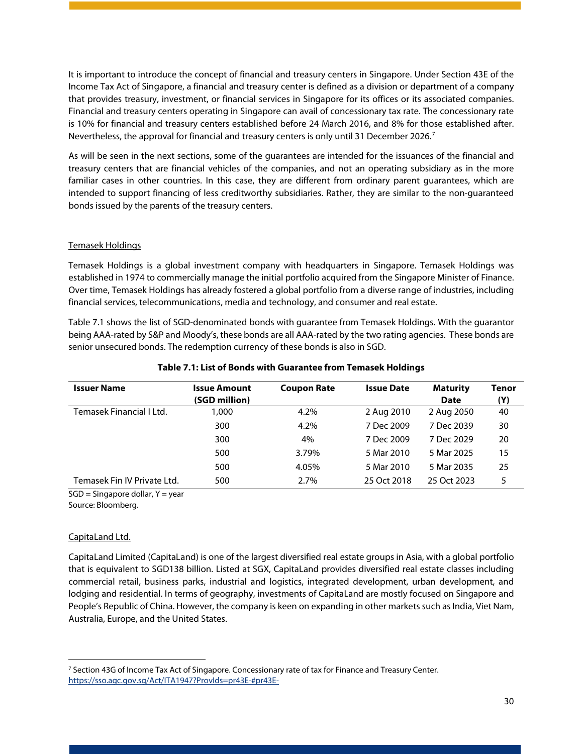It is important to introduce the concept of financial and treasury centers in Singapore. Under Section 43E of the Income Tax Act of Singapore, a financial and treasury center is defined as a division or department of a company that provides treasury, investment, or financial services in Singapore for its offices or its associated companies. Financial and treasury centers operating in Singapore can avail of concessionary tax rate. The concessionary rate is 10% for financial and treasury centers established before 24 March 2016, and 8% for those established after. Nevertheless, the approval for financial and treasury centers is only until 31 December 2026.[7]

As will be seen in the next sections, some of the guarantees are intended for the issuances of the financial and treasury centers that are financial vehicles of the companies, and not an operating subsidiary as in the more familiar cases in other countries. In this case, they are different from ordinary parent guarantees, which are intended to support financing of less creditworthy subsidiaries. Rather, they are similar to the non-guaranteed bonds issued by the parents of the treasury centers.

### Temasek Holdings

Temasek Holdings is a global investment company with headquarters in Singapore. Temasek Holdings was established in 1974 to commercially manage the initial portfolio acquired from the Singapore Minister of Finance. Over time, Temasek Holdings has already fostered a global portfolio from a diverse range of industries, including financial services, telecommunications, media and technology, and consumer and real estate.

Table 7.1 shows the list of SGD-denominated bonds with guarantee from Temasek Holdings. With the guarantor being AAA-rated by S&P and Moody's, these bonds are all AAA-rated by the two rating agencies. These bonds are senior unsecured bonds. The redemption currency of these bonds is also in SGD.

**Table 7.1: List of Bonds with Guarantee from Temasek Holdings**

| Issuer Name | Issue Amount (SGD million) | Coupon Rate | Issue Date | Maturity Date | Tenor (Y) |
|---|---|---|---|---|---|
| Temasek Financial I Ltd. | 1,000 | 4.2% | 2 Aug 2010 | 2 Aug 2050 | 40 |
| | 300 | 4.2% | 7 Dec 2009 | 7 Dec 2039 | 30 |
| | 300 | 4% | 7 Dec 2009 | 7 Dec 2029 | 20 |
| | 500 | 3.79% | 5 Mar 2010 | 5 Mar 2025 | 15 |
| | 500 | 4.05% | 5 Mar 2010 | 5 Mar 2035 | 25 |
| Temasek Fin IV Private Ltd. | 500 | 2.7% | 25 Oct 2018 | 25 Oct 2023 | 5 |

SGD = Singapore dollar, Y = year

Source: Bloomberg.

### CapitaLand Ltd.

CapitaLand Limited (CapitaLand) is one of the largest diversified real estate groups in Asia, with a global portfolio that is equivalent to SGD138 billion. Listed at SGX, CapitaLand provides diversified real estate classes including commercial retail, business parks, industrial and logistics, integrated development, urban development, and lodging and residential. In terms of geography, investments of CapitaLand are mostly focused on Singapore and People's Republic of China. However, the company is keen on expanding in other markets such as India, Viet Nam, Australia, Europe, and the United States.

---

[7] Section 43G of Income Tax Act of Singapore. Concessionary rate of tax for Finance and Treasury Center. https://sso.agc.gov.sg/Act/ITA1947?ProvIds=pr43E-#pr43E-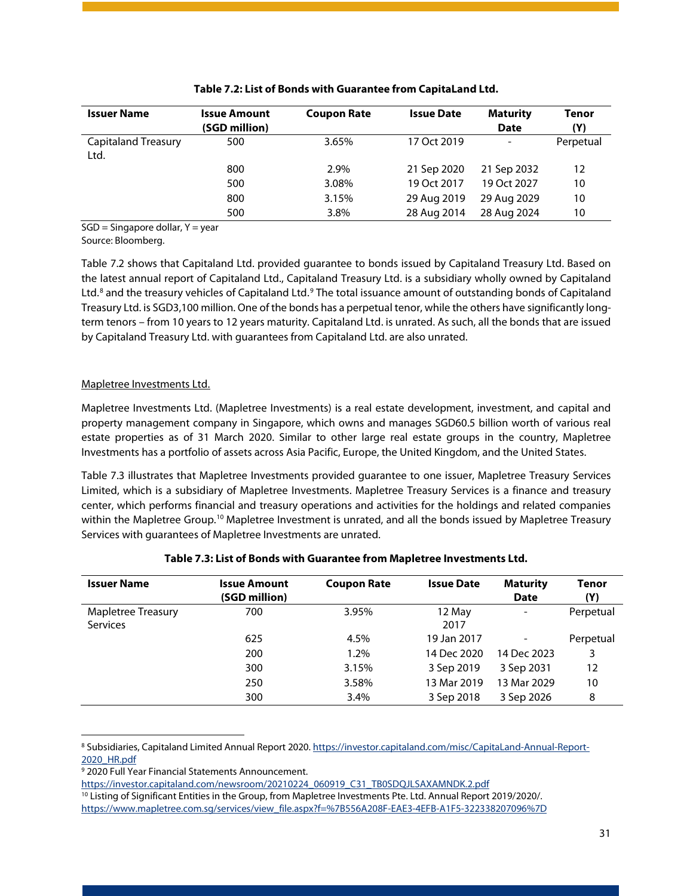**Table 7.2: List of Bonds with Guarantee from CapitaLand Ltd.**

| Issuer Name | Issue Amount (SGD million) | Coupon Rate | Issue Date | Maturity Date | Tenor (Y) |
|---|---|---|---|---|---|
| Capitaland Treasury Ltd. | 500 | 3.65% | 17 Oct 2019 | - | Perpetual |
| | 800 | 2.9% | 21 Sep 2020 | 21 Sep 2032 | 12 |
| | 500 | 3.08% | 19 Oct 2017 | 19 Oct 2027 | 10 |
| | 800 | 3.15% | 29 Aug 2019 | 29 Aug 2029 | 10 |
| | 500 | 3.8% | 28 Aug 2014 | 28 Aug 2024 | 10 |

SGD = Singapore dollar, Y = year

Source: Bloomberg.

Table 7.2 shows that Capitaland Ltd. provided guarantee to bonds issued by Capitaland Treasury Ltd. Based on the latest annual report of Capitaland Ltd., Capitaland Treasury Ltd. is a subsidiary wholly owned by Capitaland Ltd.[8] and the treasury vehicles of Capitaland Ltd.[9] The total issuance amount of outstanding bonds of Capitaland Treasury Ltd. is SGD3,100 million. One of the bonds has a perpetual tenor, while the others have significantly long-term tenors – from 10 years to 12 years maturity. Capitaland Ltd. is unrated. As such, all the bonds that are issued by Capitaland Treasury Ltd. with guarantees from Capitaland Ltd. are also unrated.

Mapletree Investments Ltd.

Mapletree Investments Ltd. (Mapletree Investments) is a real estate development, investment, and capital and property management company in Singapore, which owns and manages SGD60.5 billion worth of various real estate properties as of 31 March 2020. Similar to other large real estate groups in the country, Mapletree Investments has a portfolio of assets across Asia Pacific, Europe, the United Kingdom, and the United States.

Table 7.3 illustrates that Mapletree Investments provided guarantee to one issuer, Mapletree Treasury Services Limited, which is a subsidiary of Mapletree Investments. Mapletree Treasury Services is a finance and treasury center, which performs financial and treasury operations and activities for the holdings and related companies within the Mapletree Group.[10] Mapletree Investment is unrated, and all the bonds issued by Mapletree Treasury Services with guarantees of Mapletree Investments are unrated.

**Table 7.3: List of Bonds with Guarantee from Mapletree Investments Ltd.**

| Issuer Name | Issue Amount (SGD million) | Coupon Rate | Issue Date | Maturity Date | Tenor (Y) |
|---|---|---|---|---|---|
| Mapletree Treasury Services | 700 | 3.95% | 12 May 2017 | - | Perpetual |
| | 625 | 4.5% | 19 Jan 2017 | - | Perpetual |
| | 200 | 1.2% | 14 Dec 2020 | 14 Dec 2023 | 3 |
| | 300 | 3.15% | 3 Sep 2019 | 3 Sep 2031 | 12 |
| | 250 | 3.58% | 13 Mar 2019 | 13 Mar 2029 | 10 |
| | 300 | 3.4% | 3 Sep 2018 | 3 Sep 2026 | 8 |

[8] Subsidiaries, Capitaland Limited Annual Report 2020. https://investor.capitaland.com/misc/CapitaLand-Annual-Report-2020_HR.pdf

[9] 2020 Full Year Financial Statements Announcement. https://investor.capitaland.com/newsroom/20210224_060919_C31_TB0SDQJLSAXAMNDK.2.pdf

[10] Listing of Significant Entities in the Group, from Mapletree Investments Pte. Ltd. Annual Report 2019/2020/. https://www.mapletree.com.sg/services/view_file.aspx?f=%7B556A208F-EAE3-4EFB-A1F5-322338207096%7D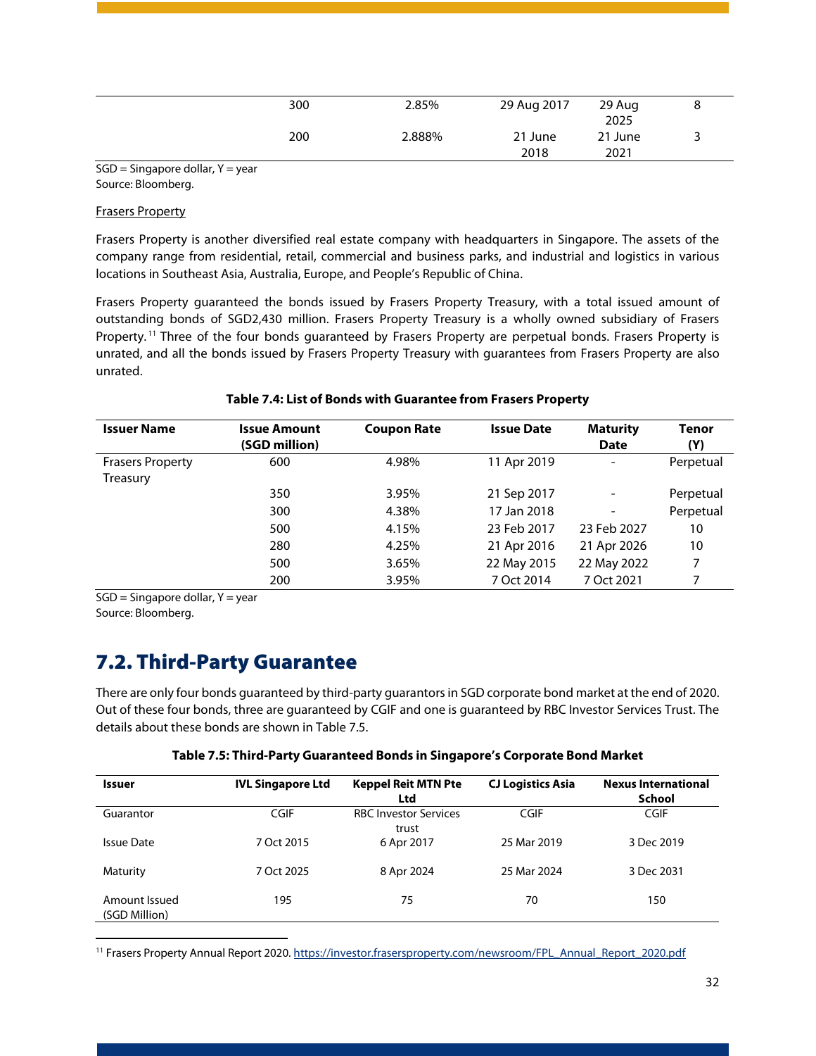| | | | | | |
|---|---|---|---|---|---|
| | 300 | 2.85% | 29 Aug 2017 | 29 Aug 2025 | 8 |
| | 200 | 2.888% | 21 June 2018 | 21 June 2021 | 3 |

SGD = Singapore dollar, Y = year
Source: Bloomberg.

Frasers Property

Frasers Property is another diversified real estate company with headquarters in Singapore. The assets of the company range from residential, retail, commercial and business parks, and industrial and logistics in various locations in Southeast Asia, Australia, Europe, and People's Republic of China.

Frasers Property guaranteed the bonds issued by Frasers Property Treasury, with a total issued amount of outstanding bonds of SGD2,430 million. Frasers Property Treasury is a wholly owned subsidiary of Frasers Property.[11] Three of the four bonds guaranteed by Frasers Property are perpetual bonds. Frasers Property is unrated, and all the bonds issued by Frasers Property Treasury with guarantees from Frasers Property are also unrated.

**Table 7.4: List of Bonds with Guarantee from Frasers Property**

| Issuer Name | Issue Amount (SGD million) | Coupon Rate | Issue Date | Maturity Date | Tenor (Y) |
|---|---|---|---|---|---|
| Frasers Property Treasury | 600 | 4.98% | 11 Apr 2019 | - | Perpetual |
| | 350 | 3.95% | 21 Sep 2017 | - | Perpetual |
| | 300 | 4.38% | 17 Jan 2018 | - | Perpetual |
| | 500 | 4.15% | 23 Feb 2017 | 23 Feb 2027 | 10 |
| | 280 | 4.25% | 21 Apr 2016 | 21 Apr 2026 | 10 |
| | 500 | 3.65% | 22 May 2015 | 22 May 2022 | 7 |
| | 200 | 3.95% | 7 Oct 2014 | 7 Oct 2021 | 7 |

SGD = Singapore dollar, Y = year
Source: Bloomberg.

## 7.2. Third-Party Guarantee

There are only four bonds guaranteed by third-party guarantors in SGD corporate bond market at the end of 2020. Out of these four bonds, three are guaranteed by CGIF and one is guaranteed by RBC Investor Services Trust. The details about these bonds are shown in Table 7.5.

**Table 7.5: Third-Party Guaranteed Bonds in Singapore's Corporate Bond Market**

| Issuer | IVL Singapore Ltd | Keppel Reit MTN Pte Ltd | CJ Logistics Asia | Nexus International School |
|---|---|---|---|---|
| Guarantor | CGIF | RBC Investor Services trust | CGIF | CGIF |
| Issue Date | 7 Oct 2015 | 6 Apr 2017 | 25 Mar 2019 | 3 Dec 2019 |
| Maturity | 7 Oct 2025 | 8 Apr 2024 | 25 Mar 2024 | 3 Dec 2031 |
| Amount Issued (SGD Million) | 195 | 75 | 70 | 150 |

[11] Frasers Property Annual Report 2020. https://investor.frasersproperty.com/newsroom/FPL_Annual_Report_2020.pdf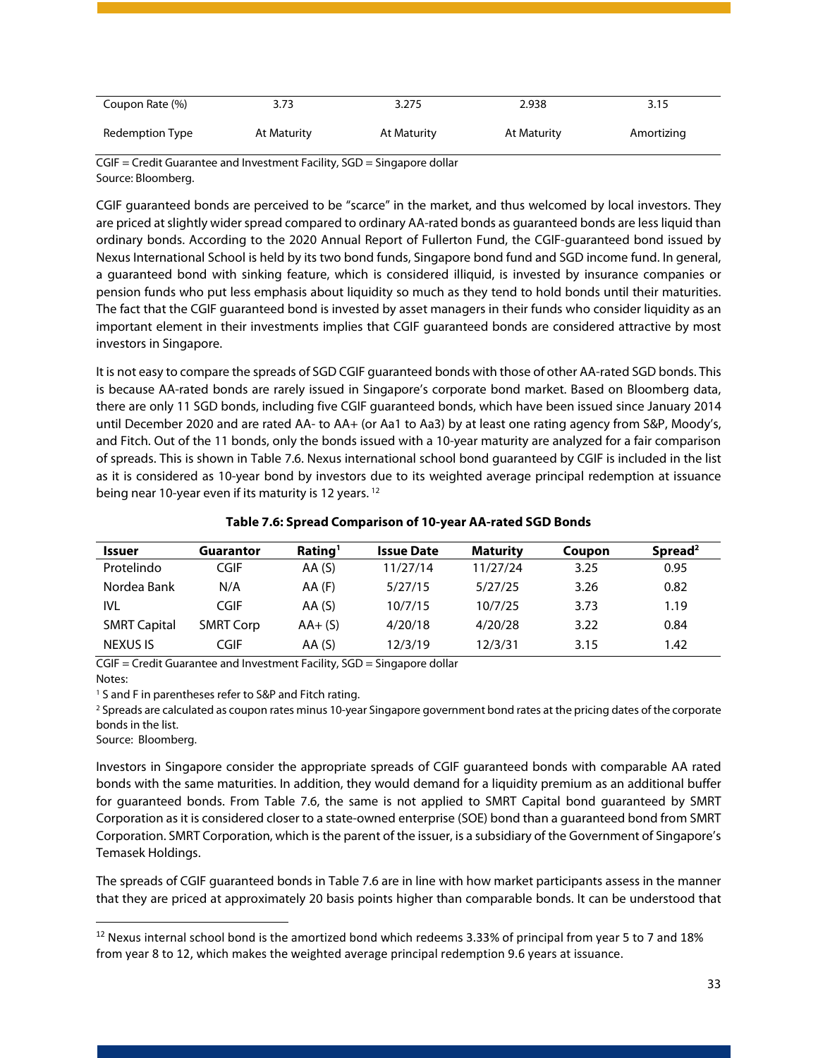| Coupon Rate (%) | 3.73 | 3.275 | 2.938 | 3.15 |
|---|---|---|---|---|
| Redemption Type | At Maturity | At Maturity | At Maturity | Amortizing |

CGIF = Credit Guarantee and Investment Facility, SGD = Singapore dollar
Source: Bloomberg.

CGIF guaranteed bonds are perceived to be "scarce" in the market, and thus welcomed by local investors. They are priced at slightly wider spread compared to ordinary AA-rated bonds as guaranteed bonds are less liquid than ordinary bonds. According to the 2020 Annual Report of Fullerton Fund, the CGIF-guaranteed bond issued by Nexus International School is held by its two bond funds, Singapore bond fund and SGD income fund. In general, a guaranteed bond with sinking feature, which is considered illiquid, is invested by insurance companies or pension funds who put less emphasis about liquidity so much as they tend to hold bonds until their maturities. The fact that the CGIF guaranteed bond is invested by asset managers in their funds who consider liquidity as an important element in their investments implies that CGIF guaranteed bonds are considered attractive by most investors in Singapore.

It is not easy to compare the spreads of SGD CGIF guaranteed bonds with those of other AA-rated SGD bonds. This is because AA-rated bonds are rarely issued in Singapore's corporate bond market. Based on Bloomberg data, there are only 11 SGD bonds, including five CGIF guaranteed bonds, which have been issued since January 2014 until December 2020 and are rated AA- to AA+ (or Aa1 to Aa3) by at least one rating agency from S&P, Moody's, and Fitch. Out of the 11 bonds, only the bonds issued with a 10-year maturity are analyzed for a fair comparison of spreads. This is shown in Table 7.6. Nexus international school bond guaranteed by CGIF is included in the list as it is considered as 10-year bond by investors due to its weighted average principal redemption at issuance being near 10-year even if its maturity is 12 years. [12]

**Table 7.6: Spread Comparison of 10-year AA-rated SGD Bonds**

| Issuer | Guarantor | Rating[1] | Issue Date | Maturity | Coupon | Spread[2] |
|---|---|---|---|---|---|---|
| Protelindo | CGIF | AA (S) | 11/27/14 | 11/27/24 | 3.25 | 0.95 |
| Nordea Bank | N/A | AA (F) | 5/27/15 | 5/27/25 | 3.26 | 0.82 |
| IVL | CGIF | AA (S) | 10/7/15 | 10/7/25 | 3.73 | 1.19 |
| SMRT Capital | SMRT Corp | AA+ (S) | 4/20/18 | 4/20/28 | 3.22 | 0.84 |
| NEXUS IS | CGIF | AA (S) | 12/3/19 | 12/3/31 | 3.15 | 1.42 |

CGIF = Credit Guarantee and Investment Facility, SGD = Singapore dollar
Notes:
[1] S and F in parentheses refer to S&P and Fitch rating.
[2] Spreads are calculated as coupon rates minus 10-year Singapore government bond rates at the pricing dates of the corporate bonds in the list.
Source: Bloomberg.

Investors in Singapore consider the appropriate spreads of CGIF guaranteed bonds with comparable AA rated bonds with the same maturities. In addition, they would demand for a liquidity premium as an additional buffer for guaranteed bonds. From Table 7.6, the same is not applied to SMRT Capital bond guaranteed by SMRT Corporation as it is considered closer to a state-owned enterprise (SOE) bond than a guaranteed bond from SMRT Corporation. SMRT Corporation, which is the parent of the issuer, is a subsidiary of the Government of Singapore's Temasek Holdings.

The spreads of CGIF guaranteed bonds in Table 7.6 are in line with how market participants assess in the manner that they are priced at approximately 20 basis points higher than comparable bonds. It can be understood that

[12] Nexus internal school bond is the amortized bond which redeems 3.33% of principal from year 5 to 7 and 18% from year 8 to 12, which makes the weighted average principal redemption 9.6 years at issuance.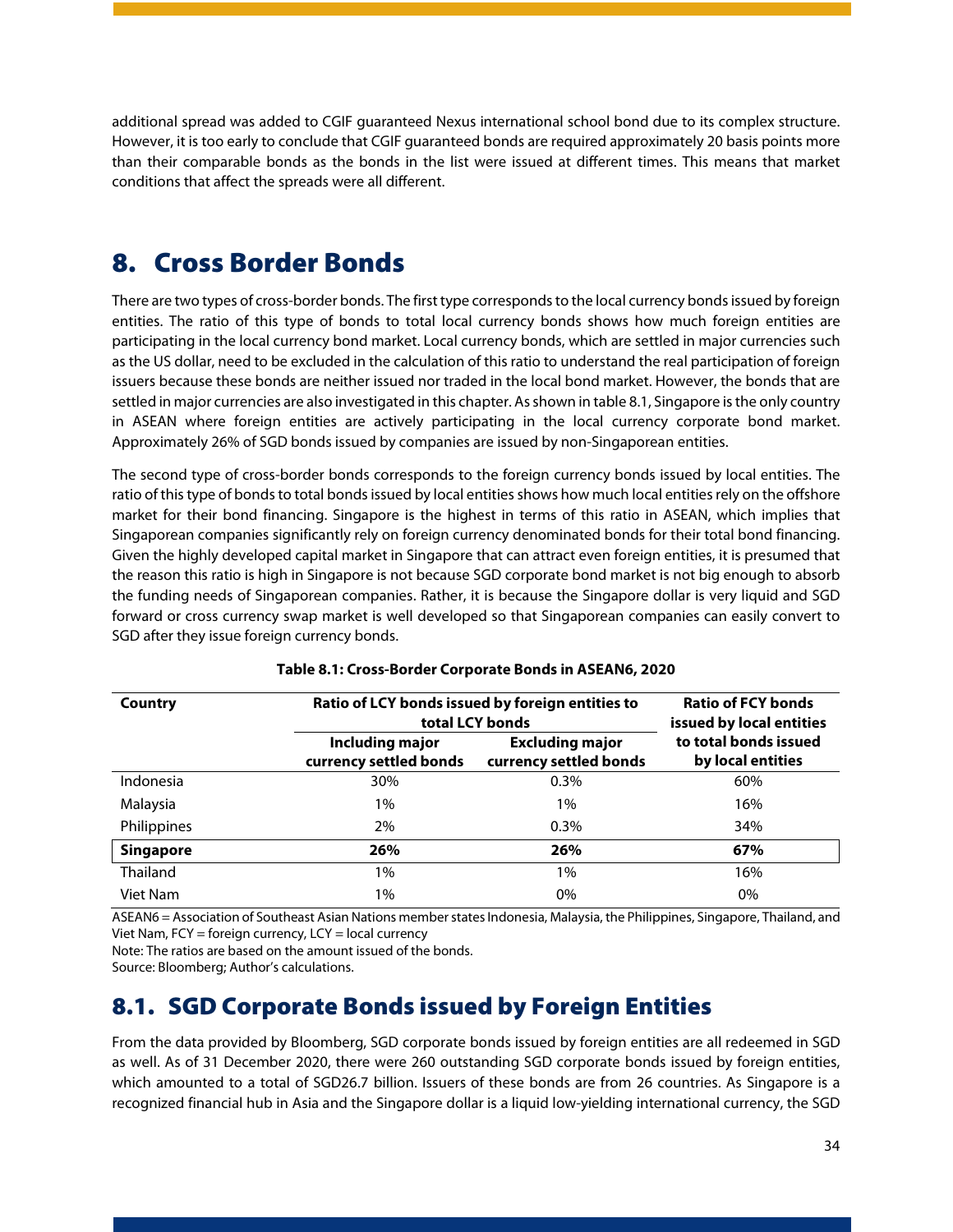additional spread was added to CGIF guaranteed Nexus international school bond due to its complex structure. However, it is too early to conclude that CGIF guaranteed bonds are required approximately 20 basis points more than their comparable bonds as the bonds in the list were issued at different times. This means that market conditions that affect the spreads were all different.

# 8. Cross Border Bonds

There are two types of cross-border bonds. The first type corresponds to the local currency bonds issued by foreign entities. The ratio of this type of bonds to total local currency bonds shows how much foreign entities are participating in the local currency bond market. Local currency bonds, which are settled in major currencies such as the US dollar, need to be excluded in the calculation of this ratio to understand the real participation of foreign issuers because these bonds are neither issued nor traded in the local bond market. However, the bonds that are settled in major currencies are also investigated in this chapter. As shown in table 8.1, Singapore is the only country in ASEAN where foreign entities are actively participating in the local currency corporate bond market. Approximately 26% of SGD bonds issued by companies are issued by non-Singaporean entities.

The second type of cross-border bonds corresponds to the foreign currency bonds issued by local entities. The ratio of this type of bonds to total bonds issued by local entities shows how much local entities rely on the offshore market for their bond financing. Singapore is the highest in terms of this ratio in ASEAN, which implies that Singaporean companies significantly rely on foreign currency denominated bonds for their total bond financing. Given the highly developed capital market in Singapore that can attract even foreign entities, it is presumed that the reason this ratio is high in Singapore is not because SGD corporate bond market is not big enough to absorb the funding needs of Singaporean companies. Rather, it is because the Singapore dollar is very liquid and SGD forward or cross currency swap market is well developed so that Singaporean companies can easily convert to SGD after they issue foreign currency bonds.

**Table 8.1: Cross-Border Corporate Bonds in ASEAN6, 2020**

| Country | Ratio of LCY bonds issued by foreign entities to total LCY bonds | | Ratio of FCY bonds issued by local entities to total bonds issued by local entities |
|---|---|---|---|
| | Including major currency settled bonds | Excluding major currency settled bonds | |
| Indonesia | 30% | 0.3% | 60% |
| Malaysia | 1% | 1% | 16% |
| Philippines | 2% | 0.3% | 34% |
| **Singapore** | **26%** | **26%** | **67%** |
| Thailand | 1% | 1% | 16% |
| Viet Nam | 1% | 0% | 0% |

ASEAN6 = Association of Southeast Asian Nations member states Indonesia, Malaysia, the Philippines, Singapore, Thailand, and Viet Nam, FCY = foreign currency, LCY = local currency

Note: The ratios are based on the amount issued of the bonds.

Source: Bloomberg; Author's calculations.

## 8.1. SGD Corporate Bonds issued by Foreign Entities

From the data provided by Bloomberg, SGD corporate bonds issued by foreign entities are all redeemed in SGD as well. As of 31 December 2020, there were 260 outstanding SGD corporate bonds issued by foreign entities, which amounted to a total of SGD26.7 billion. Issuers of these bonds are from 26 countries. As Singapore is a recognized financial hub in Asia and the Singapore dollar is a liquid low-yielding international currency, the SGD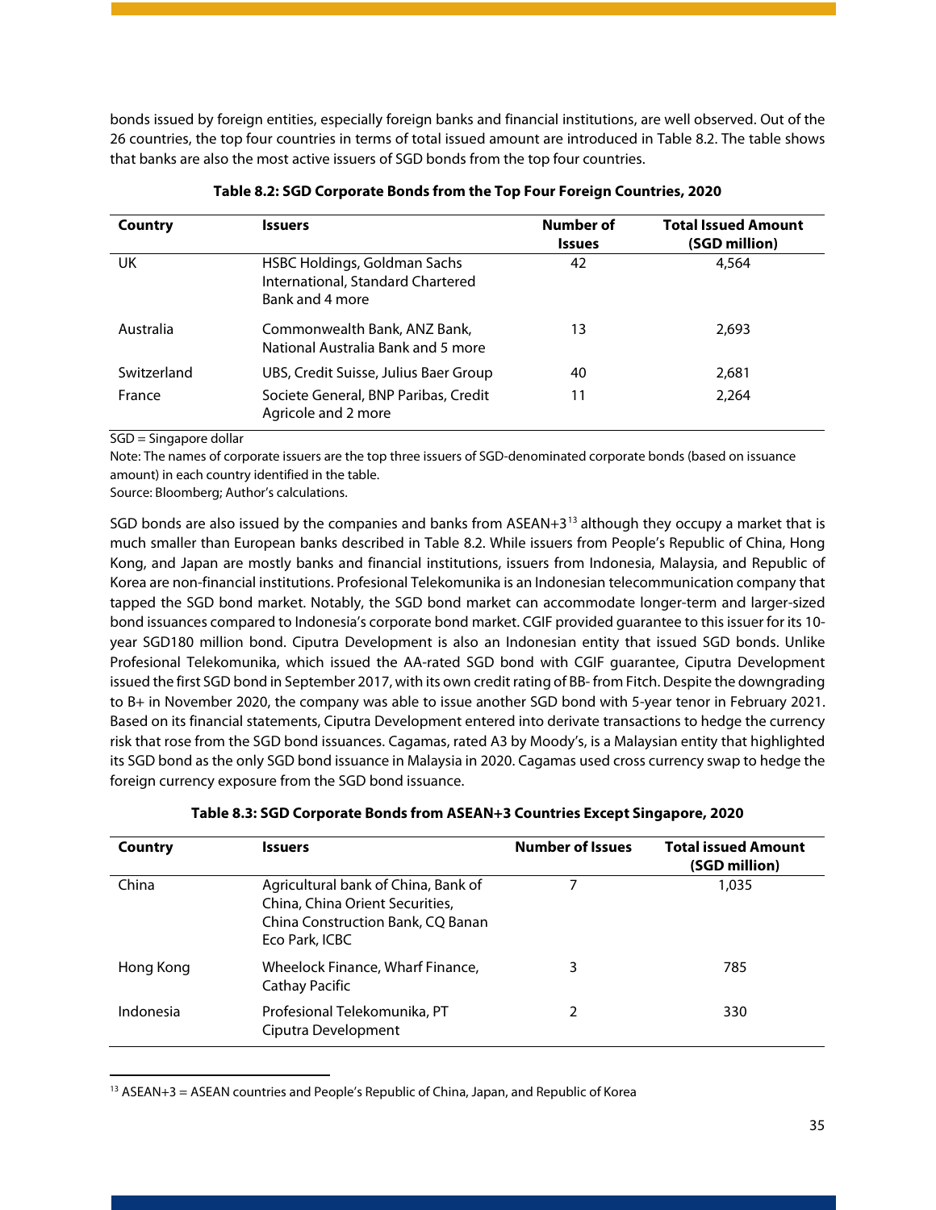bonds issued by foreign entities, especially foreign banks and financial institutions, are well observed. Out of the 26 countries, the top four countries in terms of total issued amount are introduced in Table 8.2. The table shows that banks are also the most active issuers of SGD bonds from the top four countries.

**Table 8.2: SGD Corporate Bonds from the Top Four Foreign Countries, 2020**

| Country | Issuers | Number of Issues | Total Issued Amount (SGD million) |
|---|---|---|---|
| UK | HSBC Holdings, Goldman Sachs International, Standard Chartered Bank and 4 more | 42 | 4,564 |
| Australia | Commonwealth Bank, ANZ Bank, National Australia Bank and 5 more | 13 | 2,693 |
| Switzerland | UBS, Credit Suisse, Julius Baer Group | 40 | 2,681 |
| France | Societe General, BNP Paribas, Credit Agricole and 2 more | 11 | 2,264 |

SGD = Singapore dollar

Note: The names of corporate issuers are the top three issuers of SGD-denominated corporate bonds (based on issuance amount) in each country identified in the table.

Source: Bloomberg; Author's calculations.

SGD bonds are also issued by the companies and banks from ASEAN+3[13] although they occupy a market that is much smaller than European banks described in Table 8.2. While issuers from People's Republic of China, Hong Kong, and Japan are mostly banks and financial institutions, issuers from Indonesia, Malaysia, and Republic of Korea are non-financial institutions. Profesional Telekomunika is an Indonesian telecommunication company that tapped the SGD bond market. Notably, the SGD bond market can accommodate longer-term and larger-sized bond issuances compared to Indonesia's corporate bond market. CGIF provided guarantee to this issuer for its 10-year SGD180 million bond. Ciputra Development is also an Indonesian entity that issued SGD bonds. Unlike Profesional Telekomunika, which issued the AA-rated SGD bond with CGIF guarantee, Ciputra Development issued the first SGD bond in September 2017, with its own credit rating of BB- from Fitch. Despite the downgrading to B+ in November 2020, the company was able to issue another SGD bond with 5-year tenor in February 2021. Based on its financial statements, Ciputra Development entered into derivate transactions to hedge the currency risk that rose from the SGD bond issuances. Cagamas, rated A3 by Moody's, is a Malaysian entity that highlighted its SGD bond as the only SGD bond issuance in Malaysia in 2020. Cagamas used cross currency swap to hedge the foreign currency exposure from the SGD bond issuance.

**Table 8.3: SGD Corporate Bonds from ASEAN+3 Countries Except Singapore, 2020**

| Country | Issuers | Number of Issues | Total issued Amount (SGD million) |
|---|---|---|---|
| China | Agricultural bank of China, Bank of China, China Orient Securities, China Construction Bank, CQ Banan Eco Park, ICBC | 7 | 1,035 |
| Hong Kong | Wheelock Finance, Wharf Finance, Cathay Pacific | 3 | 785 |
| Indonesia | Profesional Telekomunika, PT Ciputra Development | 2 | 330 |

[13] ASEAN+3 = ASEAN countries and People's Republic of China, Japan, and Republic of Korea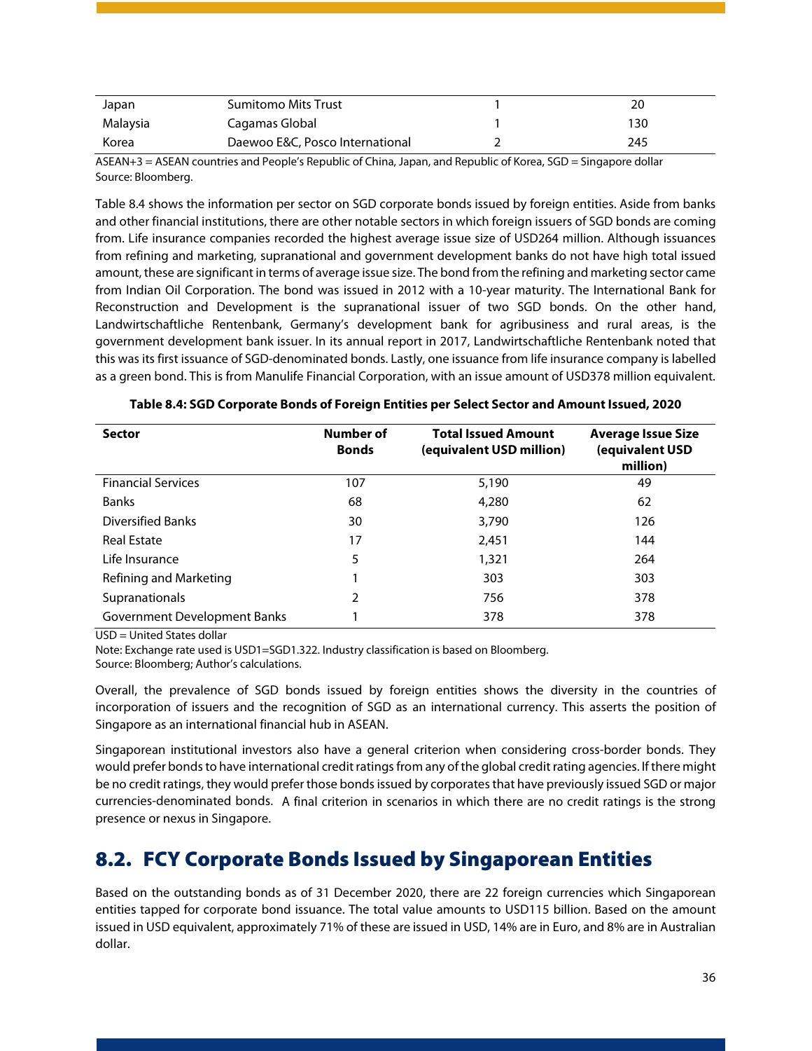| Japan | Sumitomo Mits Trust | 1 | 20 |
|---|---|---|---|
| Malaysia | Cagamas Global | 1 | 130 |
| Korea | Daewoo E&C, Posco International | 2 | 245 |

ASEAN+3 = ASEAN countries and People's Republic of China, Japan, and Republic of Korea, SGD = Singapore dollar
Source: Bloomberg.

Table 8.4 shows the information per sector on SGD corporate bonds issued by foreign entities. Aside from banks and other financial institutions, there are other notable sectors in which foreign issuers of SGD bonds are coming from. Life insurance companies recorded the highest average issue size of USD264 million. Although issuances from refining and marketing, supranational and government development banks do not have high total issued amount, these are significant in terms of average issue size. The bond from the refining and marketing sector came from Indian Oil Corporation. The bond was issued in 2012 with a 10-year maturity. The International Bank for Reconstruction and Development is the supranational issuer of two SGD bonds. On the other hand, Landwirtschaftliche Rentenbank, Germany's development bank for agribusiness and rural areas, is the government development bank issuer. In its annual report in 2017, Landwirtschaftliche Rentenbank noted that this was its first issuance of SGD-denominated bonds. Lastly, one issuance from life insurance company is labelled as a green bond. This is from Manulife Financial Corporation, with an issue amount of USD378 million equivalent.

**Table 8.4: SGD Corporate Bonds of Foreign Entities per Select Sector and Amount Issued, 2020**

| Sector | Number of Bonds | Total Issued Amount (equivalent USD million) | Average Issue Size (equivalent USD million) |
|---|---|---|---|
| Financial Services | 107 | 5,190 | 49 |
| Banks | 68 | 4,280 | 62 |
| Diversified Banks | 30 | 3,790 | 126 |
| Real Estate | 17 | 2,451 | 144 |
| Life Insurance | 5 | 1,321 | 264 |
| Refining and Marketing | 1 | 303 | 303 |
| Supranationals | 2 | 756 | 378 |
| Government Development Banks | 1 | 378 | 378 |

USD = United States dollar
Note: Exchange rate used is USD1=SGD1.322. Industry classification is based on Bloomberg.
Source: Bloomberg; Author's calculations.

Overall, the prevalence of SGD bonds issued by foreign entities shows the diversity in the countries of incorporation of issuers and the recognition of SGD as an international currency. This asserts the position of Singapore as an international financial hub in ASEAN.

Singaporean institutional investors also have a general criterion when considering cross-border bonds. They would prefer bonds to have international credit ratings from any of the global credit rating agencies. If there might be no credit ratings, they would prefer those bonds issued by corporates that have previously issued SGD or major currencies-denominated bonds. A final criterion in scenarios in which there are no credit ratings is the strong presence or nexus in Singapore.

## 8.2. FCY Corporate Bonds Issued by Singaporean Entities

Based on the outstanding bonds as of 31 December 2020, there are 22 foreign currencies which Singaporean entities tapped for corporate bond issuance. The total value amounts to USD115 billion. Based on the amount issued in USD equivalent, approximately 71% of these are issued in USD, 14% are in Euro, and 8% are in Australian dollar.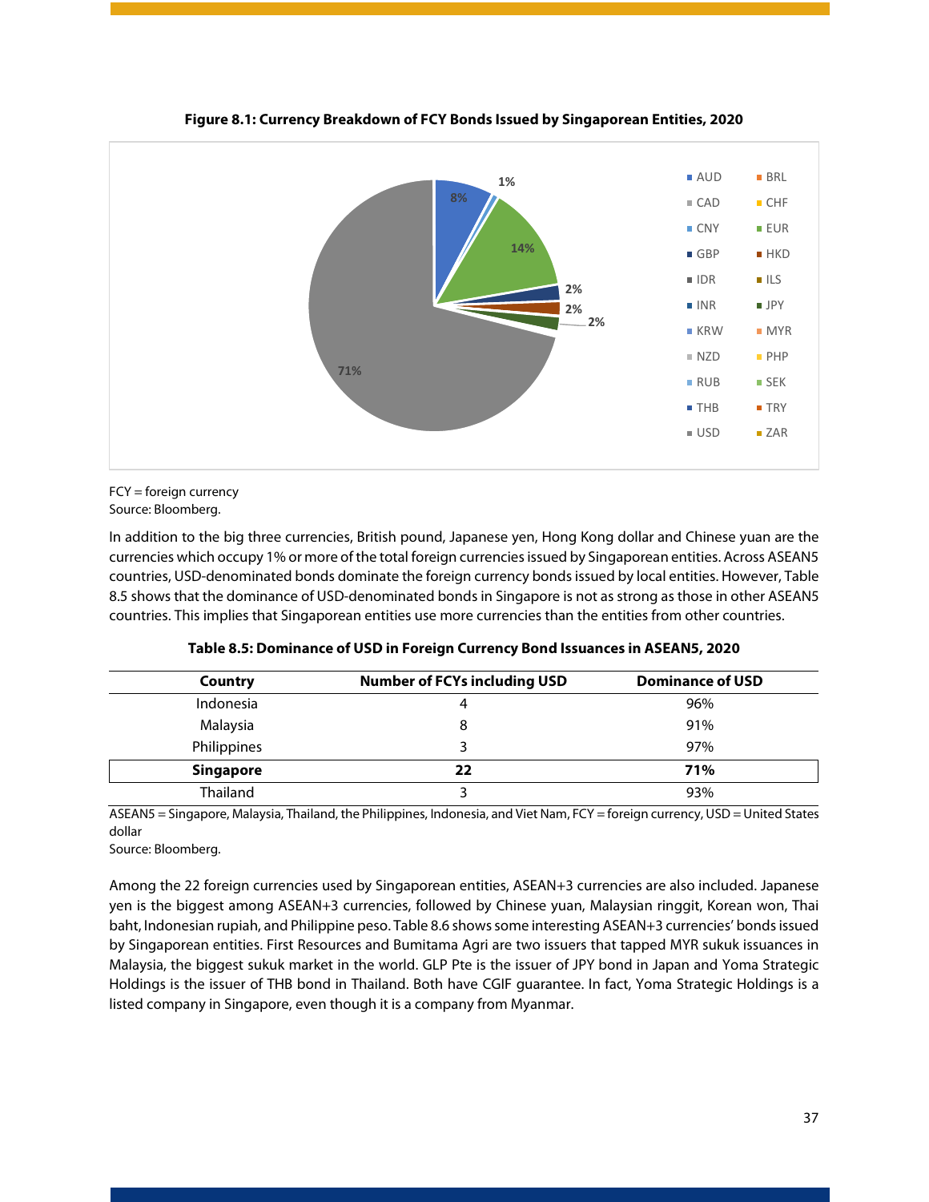**Figure 8.1: Currency Breakdown of FCY Bonds Issued by Singaporean Entities, 2020**

FCY = foreign currency
Source: Bloomberg.

In addition to the big three currencies, British pound, Japanese yen, Hong Kong dollar and Chinese yuan are the currencies which occupy 1% or more of the total foreign currencies issued by Singaporean entities. Across ASEAN5 countries, USD-denominated bonds dominate the foreign currency bonds issued by local entities. However, Table 8.5 shows that the dominance of USD-denominated bonds in Singapore is not as strong as those in other ASEAN5 countries. This implies that Singaporean entities use more currencies than the entities from other countries.

**Table 8.5: Dominance of USD in Foreign Currency Bond Issuances in ASEAN5, 2020**

| Country | Number of FCYs including USD | Dominance of USD |
|---|---|---|
| Indonesia | 4 | 96% |
| Malaysia | 8 | 91% |
| Philippines | 3 | 97% |
| **Singapore** | **22** | **71%** |
| Thailand | 3 | 93% |

ASEAN5 = Singapore, Malaysia, Thailand, the Philippines, Indonesia, and Viet Nam, FCY = foreign currency, USD = United States dollar
Source: Bloomberg.

Among the 22 foreign currencies used by Singaporean entities, ASEAN+3 currencies are also included. Japanese yen is the biggest among ASEAN+3 currencies, followed by Chinese yuan, Malaysian ringgit, Korean won, Thai baht, Indonesian rupiah, and Philippine peso. Table 8.6 shows some interesting ASEAN+3 currencies' bonds issued by Singaporean entities. First Resources and Bumitama Agri are two issuers that tapped MYR sukuk issuances in Malaysia, the biggest sukuk market in the world. GLP Pte is the issuer of JPY bond in Japan and Yoma Strategic Holdings is the issuer of THB bond in Thailand. Both have CGIF guarantee. In fact, Yoma Strategic Holdings is a listed company in Singapore, even though it is a company from Myanmar.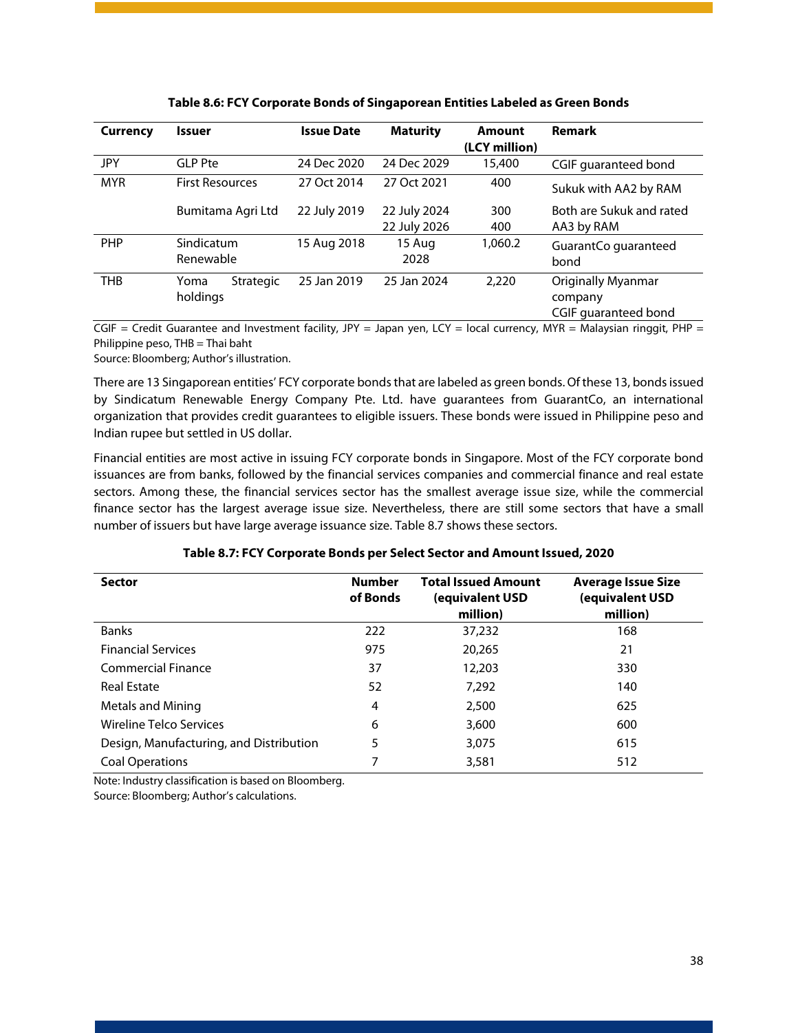**Table 8.6: FCY Corporate Bonds of Singaporean Entities Labeled as Green Bonds**

| Currency | Issuer | Issue Date | Maturity | Amount (LCY million) | Remark |
|---|---|---|---|---|---|
| JPY | GLP Pte | 24 Dec 2020 | 24 Dec 2029 | 15,400 | CGIF guaranteed bond |
| MYR | First Resources | 27 Oct 2014 | 27 Oct 2021 | 400 | Sukuk with AA2 by RAM |
| | Bumitama Agri Ltd | 22 July 2019 | 22 July 2024<br>22 July 2026 | 300<br>400 | Both are Sukuk and rated AA3 by RAM |
| PHP | Sindicatum Renewable | 15 Aug 2018 | 15 Aug 2028 | 1,060.2 | GuarantCo guaranteed bond |
| THB | Yoma Strategic holdings | 25 Jan 2019 | 25 Jan 2024 | 2,220 | Originally Myanmar company CGIF guaranteed bond |

CGIF = Credit Guarantee and Investment facility, JPY = Japan yen, LCY = local currency, MYR = Malaysian ringgit, PHP = Philippine peso, THB = Thai baht

Source: Bloomberg; Author's illustration.

There are 13 Singaporean entities' FCY corporate bonds that are labeled as green bonds. Of these 13, bonds issued by Sindicatum Renewable Energy Company Pte. Ltd. have guarantees from GuarantCo, an international organization that provides credit guarantees to eligible issuers. These bonds were issued in Philippine peso and Indian rupee but settled in US dollar.

Financial entities are most active in issuing FCY corporate bonds in Singapore. Most of the FCY corporate bond issuances are from banks, followed by the financial services companies and commercial finance and real estate sectors. Among these, the financial services sector has the smallest average issue size, while the commercial finance sector has the largest average issue size. Nevertheless, there are still some sectors that have a small number of issuers but have large average issuance size. Table 8.7 shows these sectors.

**Table 8.7: FCY Corporate Bonds per Select Sector and Amount Issued, 2020**

| Sector | Number of Bonds | Total Issued Amount (equivalent USD million) | Average Issue Size (equivalent USD million) |
|---|---|---|---|
| Banks | 222 | 37,232 | 168 |
| Financial Services | 975 | 20,265 | 21 |
| Commercial Finance | 37 | 12,203 | 330 |
| Real Estate | 52 | 7,292 | 140 |
| Metals and Mining | 4 | 2,500 | 625 |
| Wireline Telco Services | 6 | 3,600 | 600 |
| Design, Manufacturing, and Distribution | 5 | 3,075 | 615 |
| Coal Operations | 7 | 3,581 | 512 |

Note: Industry classification is based on Bloomberg.

Source: Bloomberg; Author's calculations.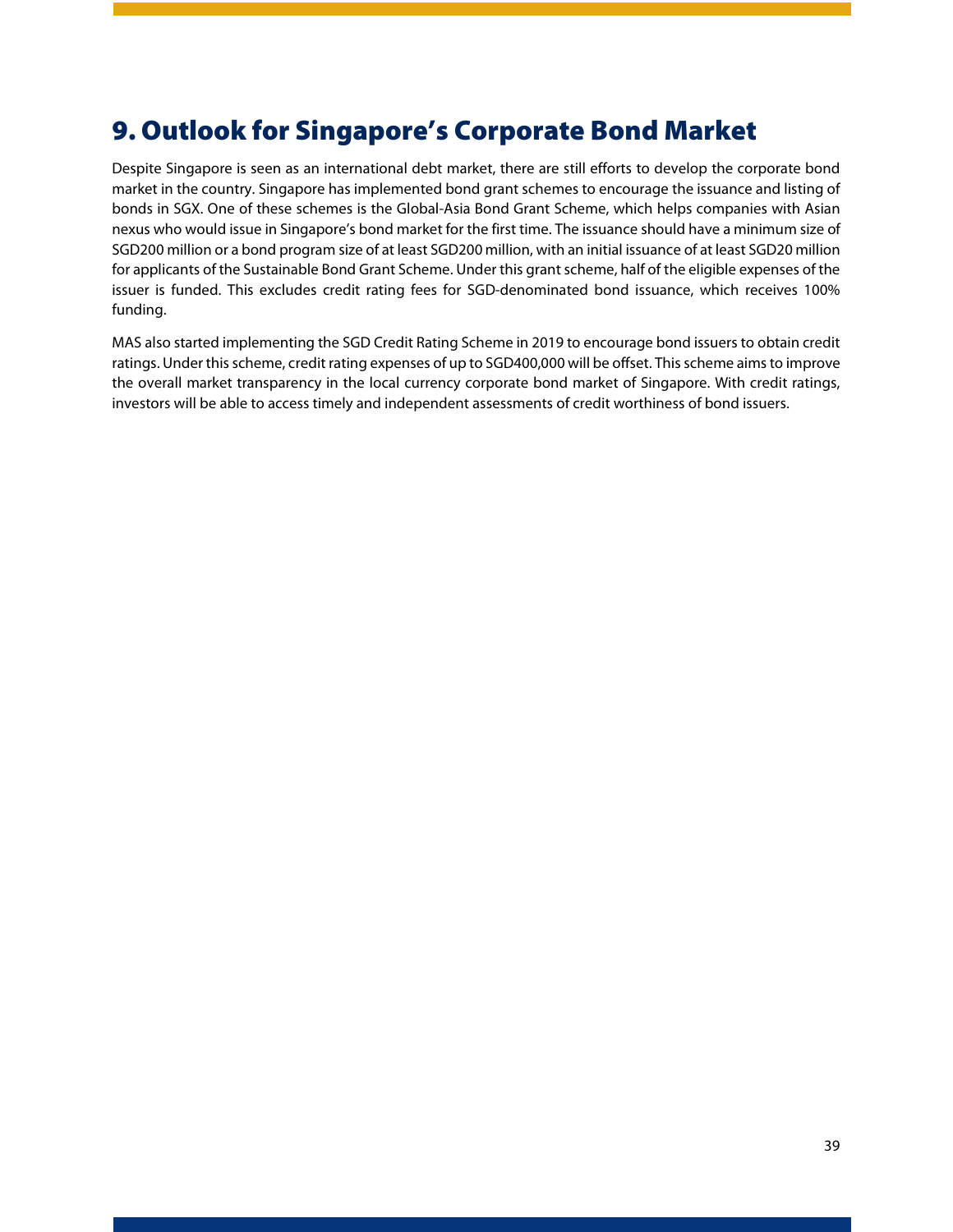# 9. Outlook for Singapore's Corporate Bond Market

Despite Singapore is seen as an international debt market, there are still efforts to develop the corporate bond market in the country. Singapore has implemented bond grant schemes to encourage the issuance and listing of bonds in SGX. One of these schemes is the Global-Asia Bond Grant Scheme, which helps companies with Asian nexus who would issue in Singapore's bond market for the first time. The issuance should have a minimum size of SGD200 million or a bond program size of at least SGD200 million, with an initial issuance of at least SGD20 million for applicants of the Sustainable Bond Grant Scheme. Under this grant scheme, half of the eligible expenses of the issuer is funded. This excludes credit rating fees for SGD-denominated bond issuance, which receives 100% funding.

MAS also started implementing the SGD Credit Rating Scheme in 2019 to encourage bond issuers to obtain credit ratings. Under this scheme, credit rating expenses of up to SGD400,000 will be offset. This scheme aims to improve the overall market transparency in the local currency corporate bond market of Singapore. With credit ratings, investors will be able to access timely and independent assessments of credit worthiness of bond issuers.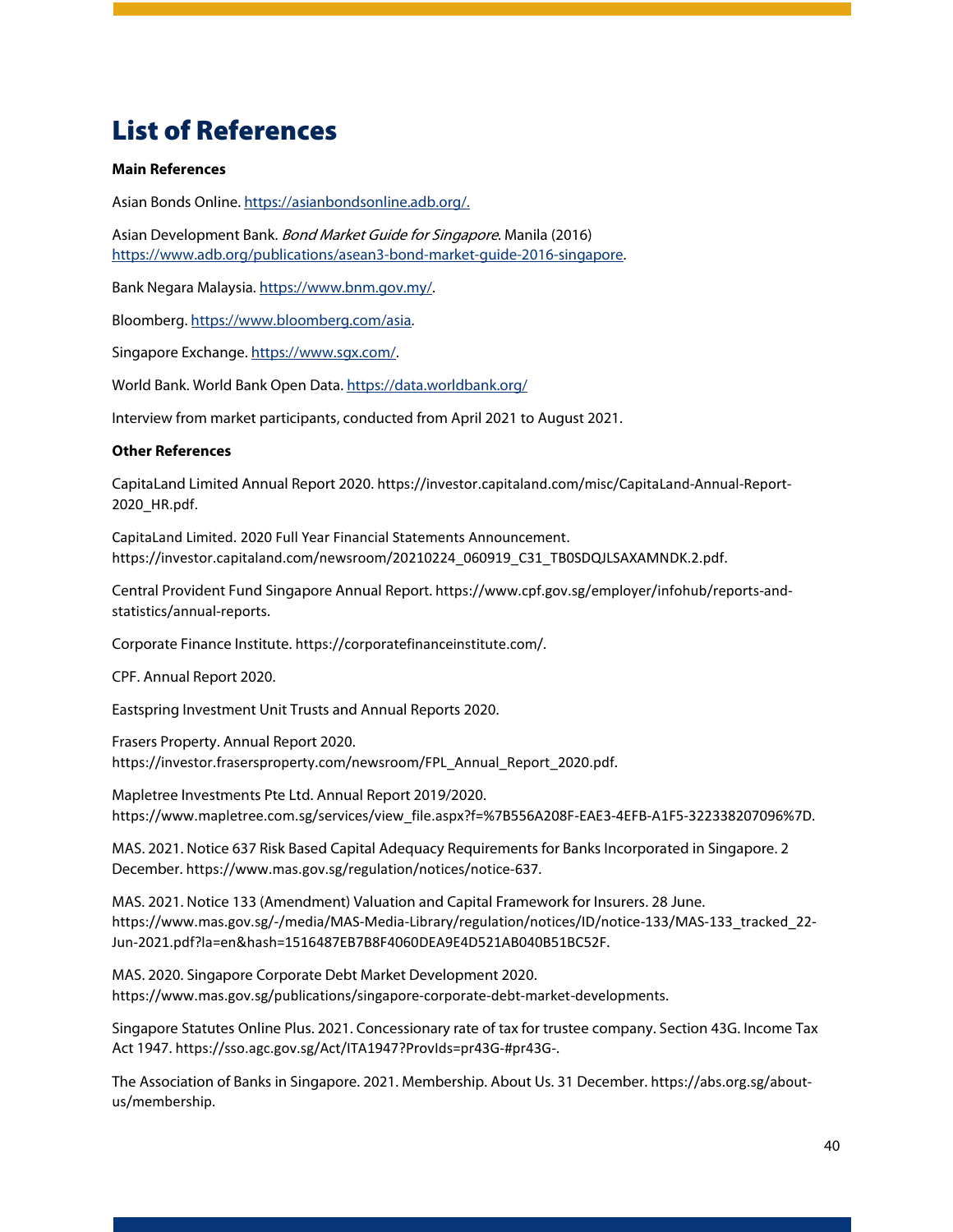# List of References

**Main References**

Asian Bonds Online. https://asianbondsonline.adb.org/.

Asian Development Bank. *Bond Market Guide for Singapore*. Manila (2016) https://www.adb.org/publications/asean3-bond-market-guide-2016-singapore.

Bank Negara Malaysia. https://www.bnm.gov.my/.

Bloomberg. https://www.bloomberg.com/asia.

Singapore Exchange. https://www.sgx.com/.

World Bank. World Bank Open Data. https://data.worldbank.org/

Interview from market participants, conducted from April 2021 to August 2021.

**Other References**

CapitaLand Limited Annual Report 2020. https://investor.capitaland.com/misc/CapitaLand-Annual-Report-2020_HR.pdf.

CapitaLand Limited. 2020 Full Year Financial Statements Announcement. https://investor.capitaland.com/newsroom/20210224_060919_C31_TB0SDQJLSAXAMNDK.2.pdf.

Central Provident Fund Singapore Annual Report. https://www.cpf.gov.sg/employer/infohub/reports-and-statistics/annual-reports.

Corporate Finance Institute. https://corporatefinanceinstitute.com/.

CPF. Annual Report 2020.

Eastspring Investment Unit Trusts and Annual Reports 2020.

Frasers Property. Annual Report 2020. https://investor.frasersproperty.com/newsroom/FPL_Annual_Report_2020.pdf.

Mapletree Investments Pte Ltd. Annual Report 2019/2020. https://www.mapletree.com.sg/services/view_file.aspx?f=%7B556A208F-EAE3-4EFB-A1F5-322338207096%7D.

MAS. 2021. Notice 637 Risk Based Capital Adequacy Requirements for Banks Incorporated in Singapore. 2 December. https://www.mas.gov.sg/regulation/notices/notice-637.

MAS. 2021. Notice 133 (Amendment) Valuation and Capital Framework for Insurers. 28 June. https://www.mas.gov.sg/-/media/MAS-Media-Library/regulation/notices/ID/notice-133/MAS-133_tracked_22-Jun-2021.pdf?la=en&hash=1516487EB7B8F4060DEA9E4D521AB040B51BC52F.

MAS. 2020. Singapore Corporate Debt Market Development 2020. https://www.mas.gov.sg/publications/singapore-corporate-debt-market-developments.

Singapore Statutes Online Plus. 2021. Concessionary rate of tax for trustee company. Section 43G. Income Tax Act 1947. https://sso.agc.gov.sg/Act/ITA1947?ProvIds=pr43G-#pr43G-.

The Association of Banks in Singapore. 2021. Membership. About Us. 31 December. https://abs.org.sg/about-us/membership.